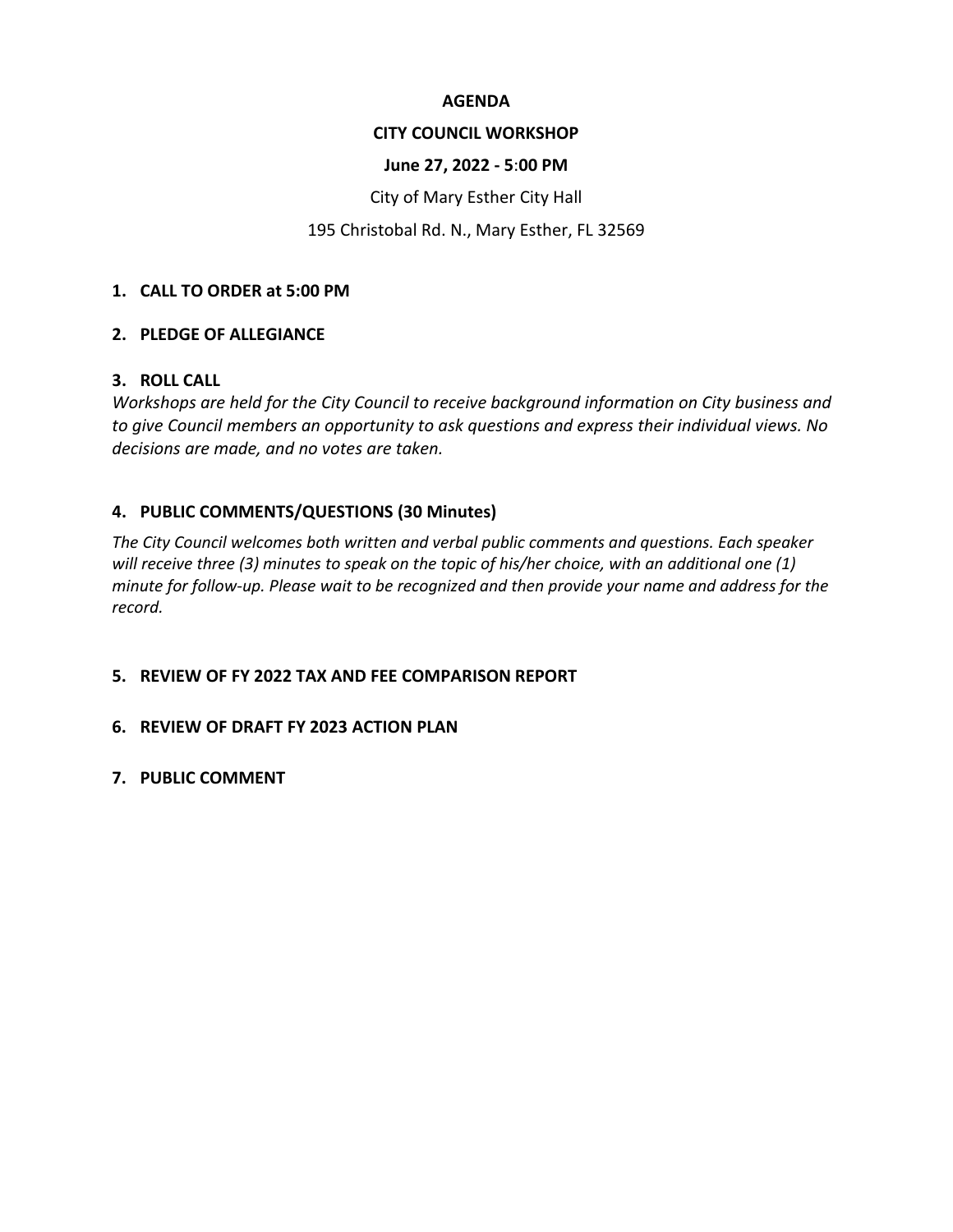**AGENDA**

**CITY COUNCIL WORKSHOP**

**June 27, 2022 - 5:00 PM**

City of Mary Esther City Hall

195 Christobal Rd. N., Mary Esther, FL 32569

1. **CALL TO ORDER at 5:00 PM**

2. **PLEDGE OF ALLEGIANCE**

3. **ROLL CALL**

*Workshops are held for the City Council to receive background information on City business and to give Council members an opportunity to ask questions and express their individual views. No decisions are made, and no votes are taken.*

4. **PUBLIC COMMENTS/QUESTIONS (30 Minutes)**

*The City Council welcomes both written and verbal public comments and questions. Each speaker will receive three (3) minutes to speak on the topic of his/her choice, with an additional one (1) minute for follow-up. Please wait to be recognized and then provide your name and address for the record.*

5. **REVIEW OF FY 2022 TAX AND FEE COMPARISON REPORT**

6. **REVIEW OF DRAFT FY 2023 ACTION PLAN**

7. **PUBLIC COMMENT**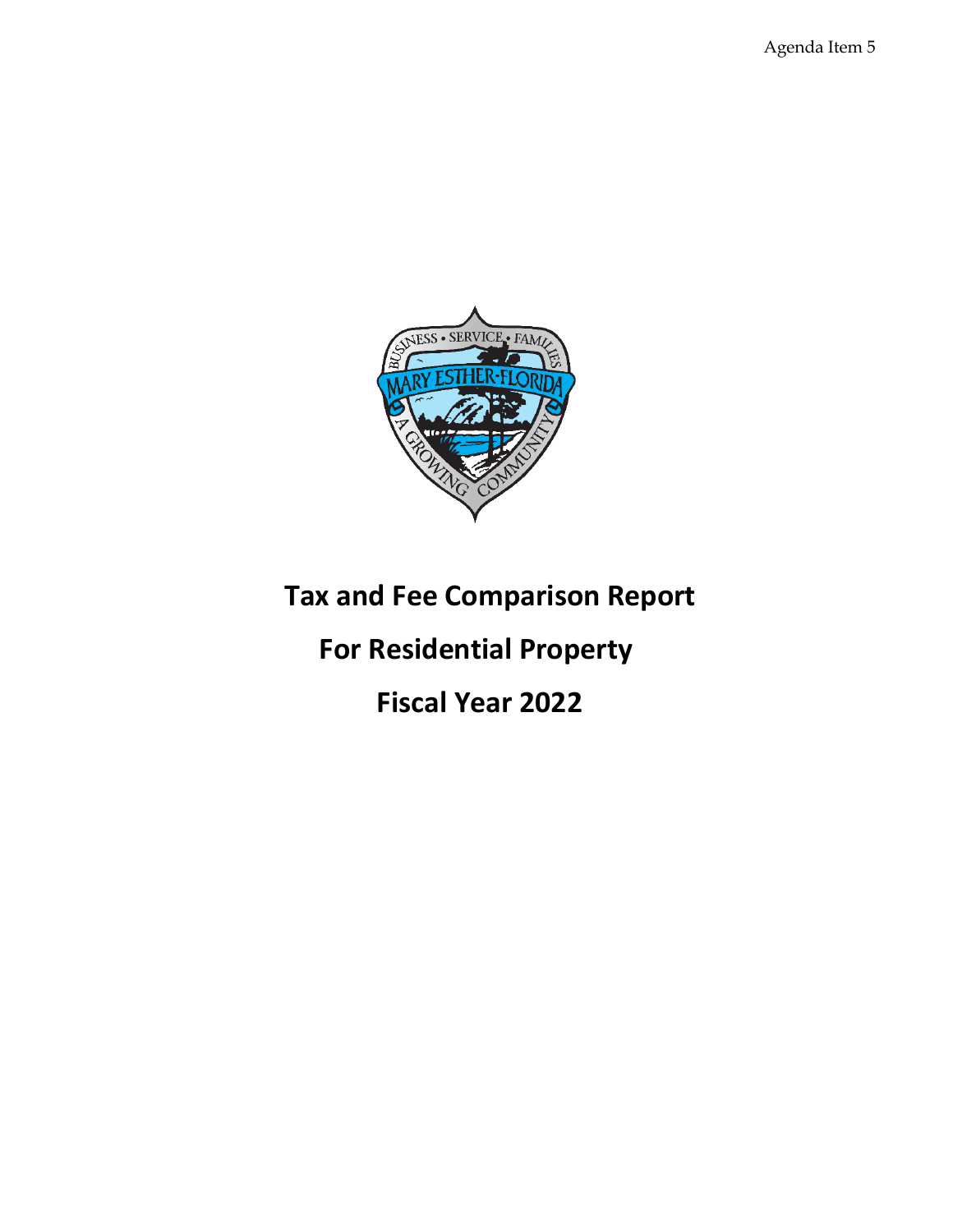Agenda Item 5

# Tax and Fee Comparison Report

# For Residential Property

# Fiscal Year 2022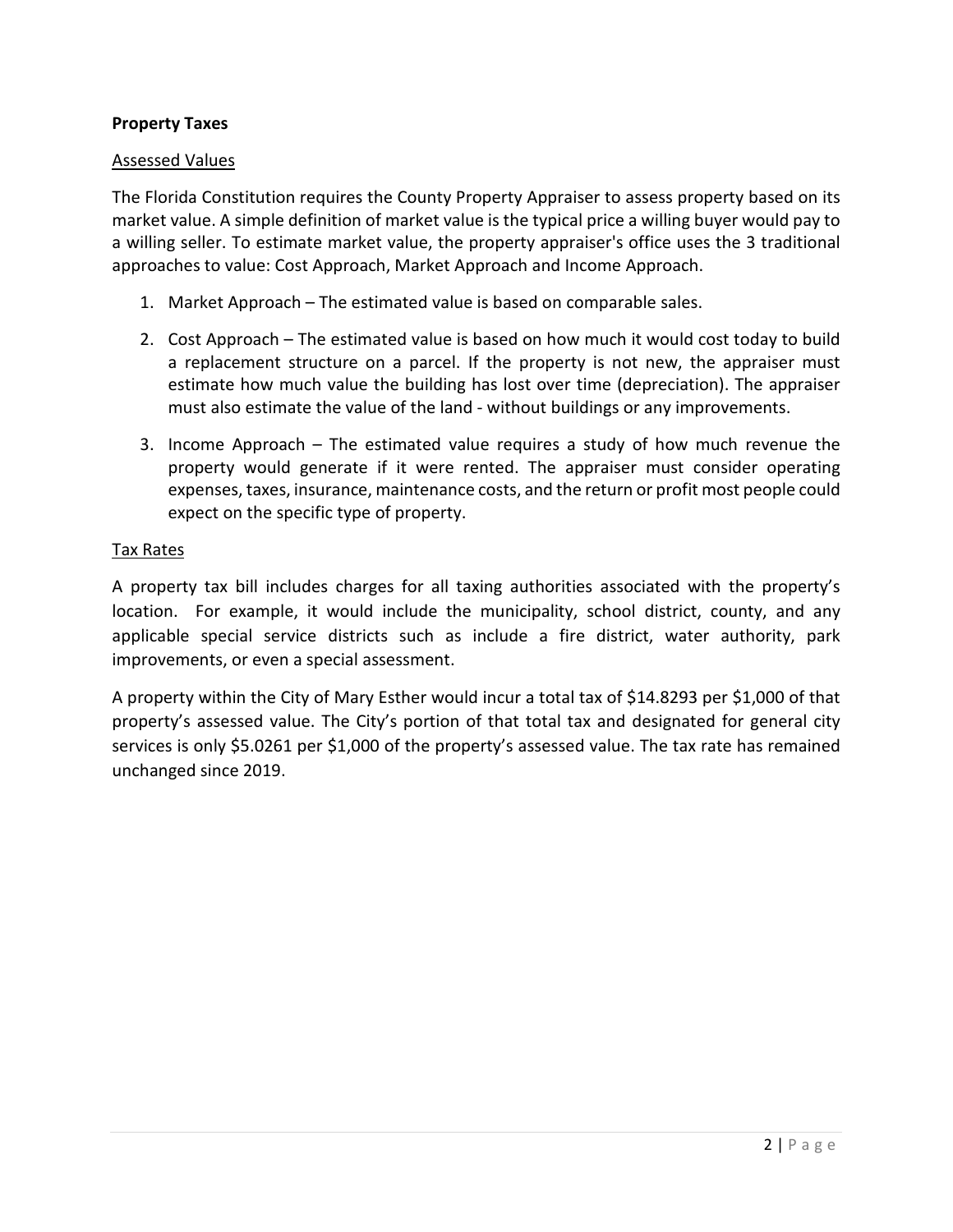**Property Taxes**

Assessed Values

The Florida Constitution requires the County Property Appraiser to assess property based on its market value. A simple definition of market value is the typical price a willing buyer would pay to a willing seller. To estimate market value, the property appraiser's office uses the 3 traditional approaches to value: Cost Approach, Market Approach and Income Approach.

1. Market Approach – The estimated value is based on comparable sales.
2. Cost Approach – The estimated value is based on how much it would cost today to build a replacement structure on a parcel. If the property is not new, the appraiser must estimate how much value the building has lost over time (depreciation). The appraiser must also estimate the value of the land - without buildings or any improvements.
3. Income Approach – The estimated value requires a study of how much revenue the property would generate if it were rented. The appraiser must consider operating expenses, taxes, insurance, maintenance costs, and the return or profit most people could expect on the specific type of property.

Tax Rates

A property tax bill includes charges for all taxing authorities associated with the property's location. For example, it would include the municipality, school district, county, and any applicable special service districts such as include a fire district, water authority, park improvements, or even a special assessment.

A property within the City of Mary Esther would incur a total tax of $14.8293 per $1,000 of that property's assessed value. The City's portion of that total tax and designated for general city services is only $5.0261 per $1,000 of the property's assessed value. The tax rate has remained unchanged since 2019.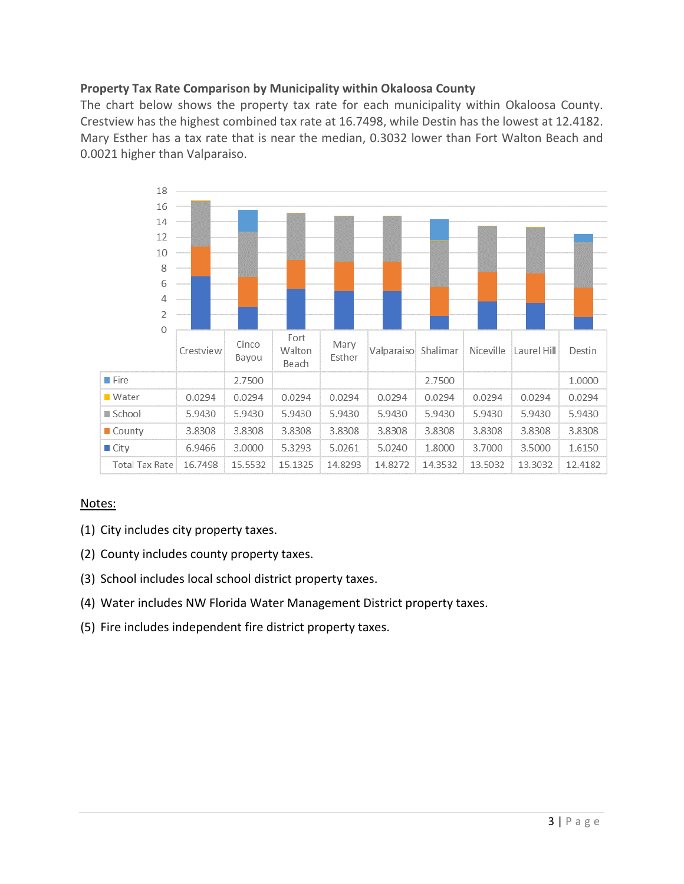**Property Tax Rate Comparison by Municipality within Okaloosa County**

The chart below shows the property tax rate for each municipality within Okaloosa County. Crestview has the highest combined tax rate at 16.7498, while Destin has the lowest at 12.4182. Mary Esther has a tax rate that is near the median, 0.3032 lower than Fort Walton Beach and 0.0021 higher than Valparaiso.

| | Crestview | Cinco Bayou | Fort Walton Beach | Mary Esther | Valparaiso | Shalimar | Niceville | Laurel Hill | Destin |
|---|---|---|---|---|---|---|---|---|---|
| Fire | | 2.7500 | | | | 2.7500 | | | 1.0000 |
| Water | 0.0294 | 0.0294 | 0.0294 | 0.0294 | 0.0294 | 0.0294 | 0.0294 | 0.0294 | 0.0294 |
| School | 5.9430 | 5.9430 | 5.9430 | 5.9430 | 5.9430 | 5.9430 | 5.9430 | 5.9430 | 5.9430 |
| County | 3.8308 | 3.8308 | 3.8308 | 3.8308 | 3.8308 | 3.8308 | 3.8308 | 3.8308 | 3.8308 |
| City | 6.9466 | 3.0000 | 5.3293 | 5.0261 | 5.0240 | 1.8000 | 3.7000 | 3.5000 | 1.6150 |
| Total Tax Rate | 16.7498 | 15.5532 | 15.1325 | 14.8293 | 14.8272 | 14.3532 | 13.5032 | 13.3032 | 12.4182 |

Notes:

(1) City includes city property taxes.

(2) County includes county property taxes.

(3) School includes local school district property taxes.

(4) Water includes NW Florida Water Management District property taxes.

(5) Fire includes independent fire district property taxes.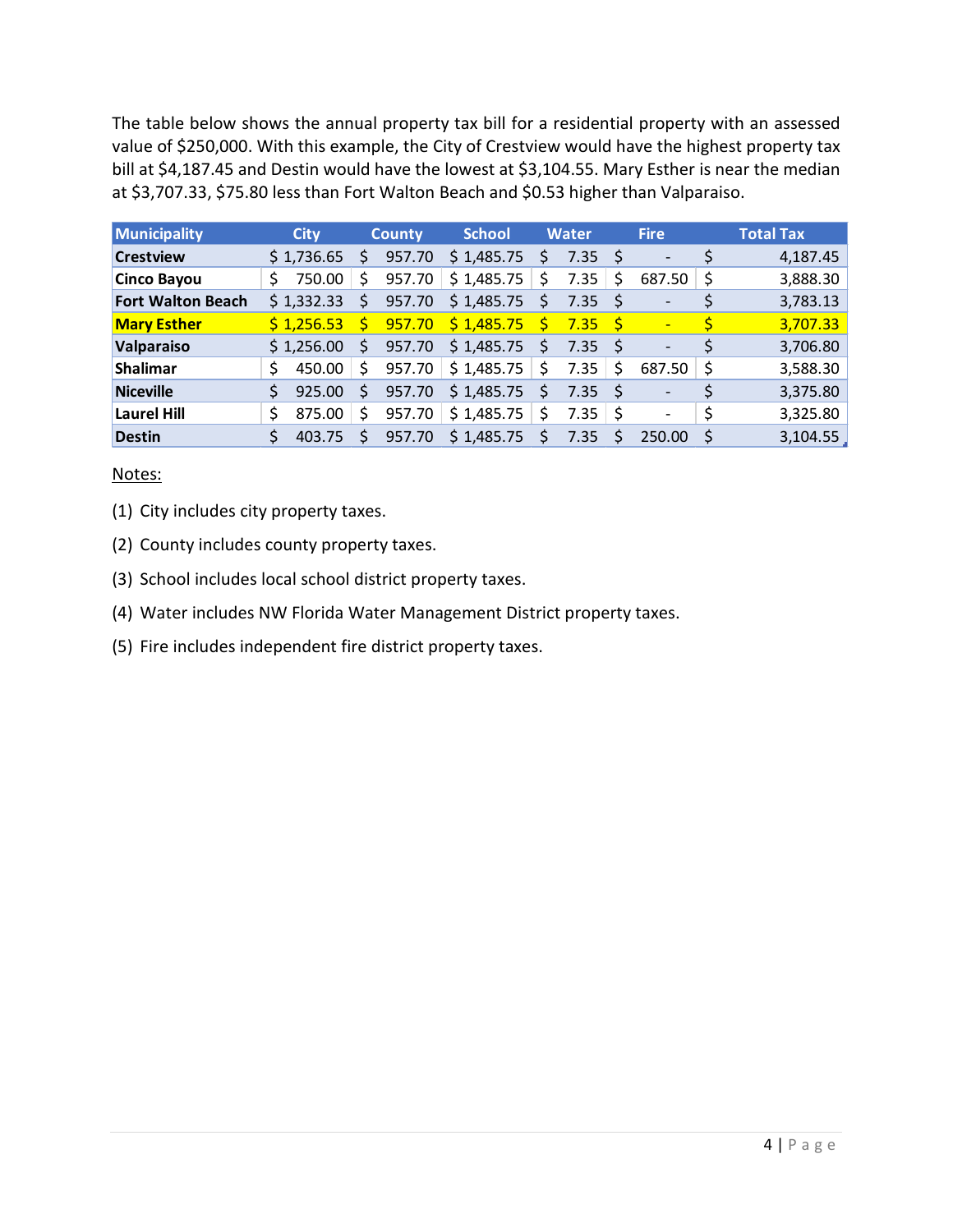The table below shows the annual property tax bill for a residential property with an assessed value of $250,000. With this example, the City of Crestview would have the highest property tax bill at $4,187.45 and Destin would have the lowest at $3,104.55. Mary Esther is near the median at $3,707.33, $75.80 less than Fort Walton Beach and $0.53 higher than Valparaiso.

| Municipality | City | County | School | Water | Fire | Total Tax |
|---|---|---|---|---|---|---|
| **Crestview** | $ 1,736.65 | $ 957.70 | $ 1,485.75 | $ 7.35 | $ - | $ 4,187.45 |
| **Cinco Bayou** | $ 750.00 | $ 957.70 | $ 1,485.75 | $ 7.35 | $ 687.50 | $ 3,888.30 |
| **Fort Walton Beach** | $ 1,332.33 | $ 957.70 | $ 1,485.75 | $ 7.35 | $ - | $ 3,783.13 |
| **Mary Esther** | $ 1,256.53 | $ 957.70 | $ 1,485.75 | $ 7.35 | $ - | $ 3,707.33 |
| **Valparaiso** | $ 1,256.00 | $ 957.70 | $ 1,485.75 | $ 7.35 | $ - | $ 3,706.80 |
| **Shalimar** | $ 450.00 | $ 957.70 | $ 1,485.75 | $ 7.35 | $ 687.50 | $ 3,588.30 |
| **Niceville** | $ 925.00 | $ 957.70 | $ 1,485.75 | $ 7.35 | $ - | $ 3,375.80 |
| **Laurel Hill** | $ 875.00 | $ 957.70 | $ 1,485.75 | $ 7.35 | $ - | $ 3,325.80 |
| **Destin** | $ 403.75 | $ 957.70 | $ 1,485.75 | $ 7.35 | $ 250.00 | $ 3,104.55 |

Notes:

(1) City includes city property taxes.

(2) County includes county property taxes.

(3) School includes local school district property taxes.

(4) Water includes NW Florida Water Management District property taxes.

(5) Fire includes independent fire district property taxes.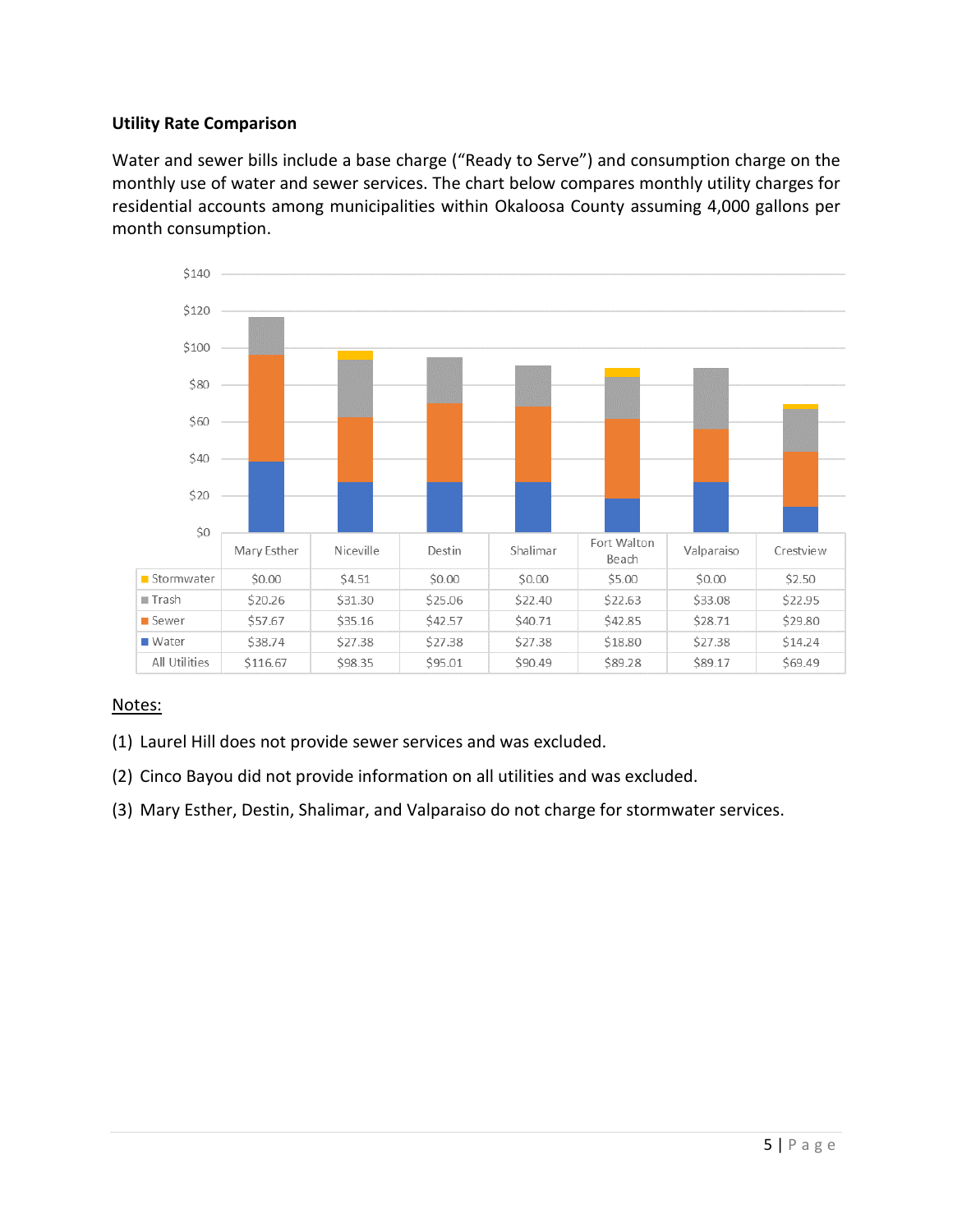**Utility Rate Comparison**

Water and sewer bills include a base charge ("Ready to Serve") and consumption charge on the monthly use of water and sewer services. The chart below compares monthly utility charges for residential accounts among municipalities within Okaloosa County assuming 4,000 gallons per month consumption.

| | Mary Esther | Niceville | Destin | Shalimar | Fort Walton Beach | Valparaiso | Crestview |
|---|---|---|---|---|---|---|---|
| Stormwater | $0.00 | $4.51 | $0.00 | $0.00 | $5.00 | $0.00 | $2.50 |
| Trash | $20.26 | $31.30 | $25.06 | $22.40 | $22.63 | $33.08 | $22.95 |
| Sewer | $57.67 | $35.16 | $42.57 | $40.71 | $42.85 | $28.71 | $29.80 |
| Water | $38.74 | $27.38 | $27.38 | $27.38 | $18.80 | $27.38 | $14.24 |
| All Utilities | $116.67 | $98.35 | $95.01 | $90.49 | $89.28 | $89.17 | $69.49 |

Notes:

(1) Laurel Hill does not provide sewer services and was excluded.

(2) Cinco Bayou did not provide information on all utilities and was excluded.

(3) Mary Esther, Destin, Shalimar, and Valparaiso do not charge for stormwater services.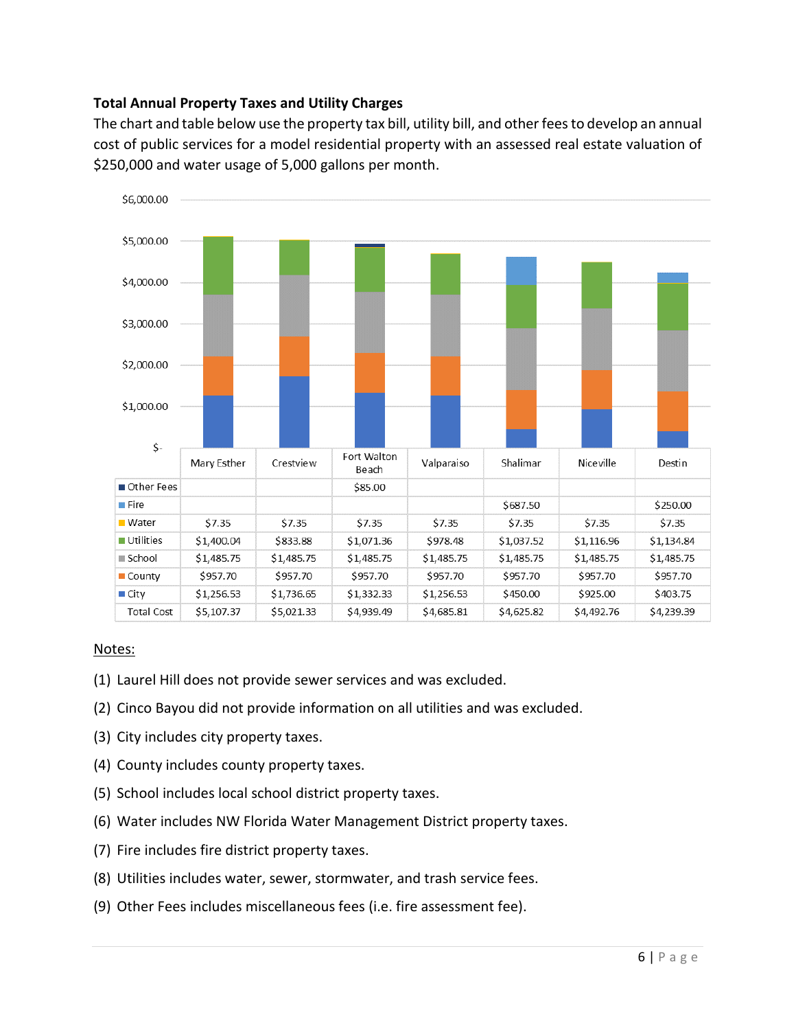**Total Annual Property Taxes and Utility Charges**

The chart and table below use the property tax bill, utility bill, and other fees to develop an annual cost of public services for a model residential property with an assessed real estate valuation of $250,000 and water usage of 5,000 gallons per month.

| | Mary Esther | Crestview | Fort Walton Beach | Valparaiso | Shalimar | Niceville | Destin |
|---|---|---|---|---|---|---|---|
| Other Fees | | | $85.00 | | | | |
| Fire | | | | | $687.50 | | $250.00 |
| Water | $7.35 | $7.35 | $7.35 | $7.35 | $7.35 | $7.35 | $7.35 |
| Utilities | $1,400.04 | $833.88 | $1,071.36 | $978.48 | $1,037.52 | $1,116.96 | $1,134.84 |
| School | $1,485.75 | $1,485.75 | $1,485.75 | $1,485.75 | $1,485.75 | $1,485.75 | $1,485.75 |
| County | $957.70 | $957.70 | $957.70 | $957.70 | $957.70 | $957.70 | $957.70 |
| City | $1,256.53 | $1,736.65 | $1,332.33 | $1,256.53 | $450.00 | $925.00 | $403.75 |
| Total Cost | $5,107.37 | $5,021.33 | $4,939.49 | $4,685.81 | $4,625.82 | $4,492.76 | $4,239.39 |

Notes:

(1) Laurel Hill does not provide sewer services and was excluded.

(2) Cinco Bayou did not provide information on all utilities and was excluded.

(3) City includes city property taxes.

(4) County includes county property taxes.

(5) School includes local school district property taxes.

(6) Water includes NW Florida Water Management District property taxes.

(7) Fire includes fire district property taxes.

(8) Utilities includes water, sewer, stormwater, and trash service fees.

(9) Other Fees includes miscellaneous fees (i.e. fire assessment fee).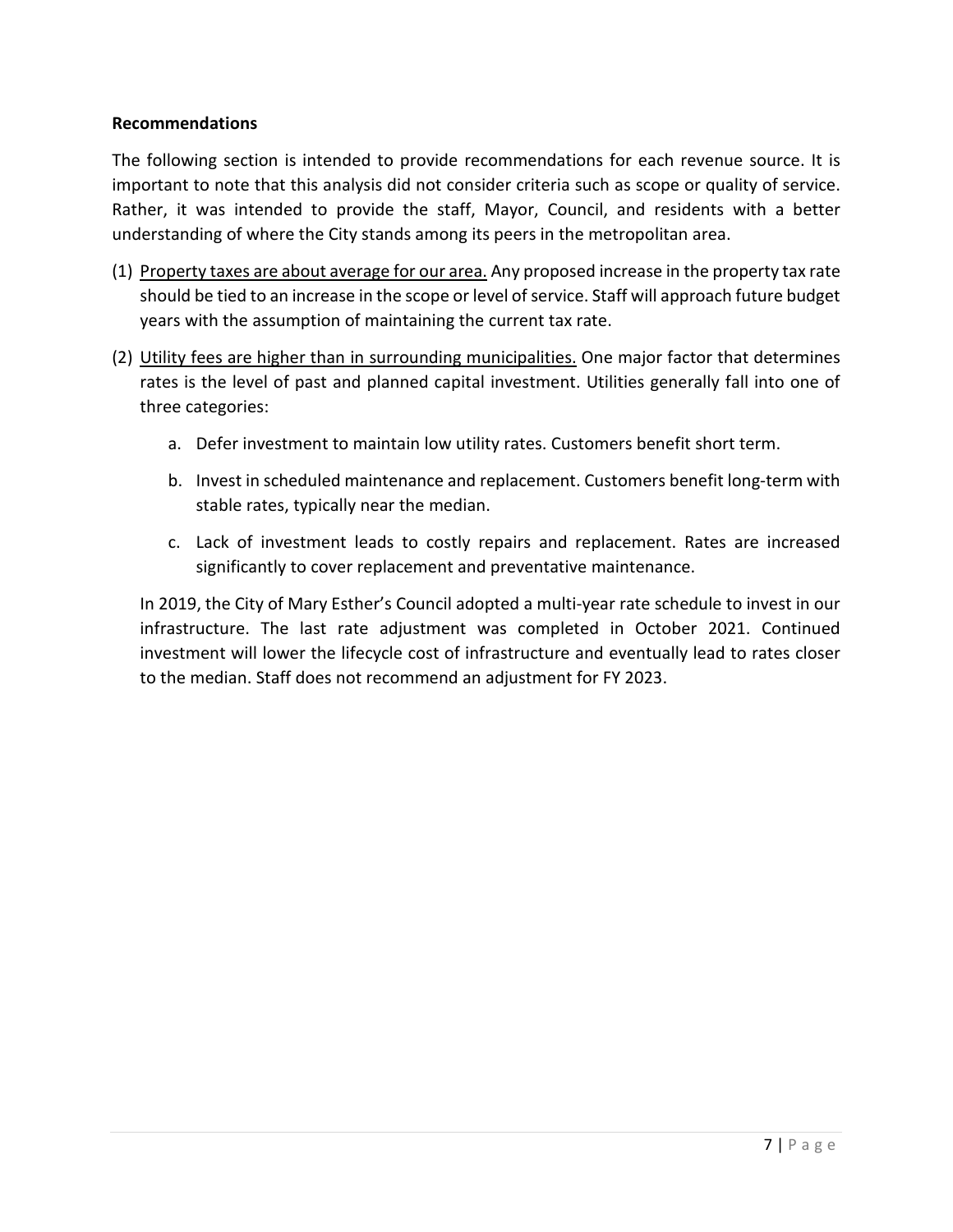**Recommendations**

The following section is intended to provide recommendations for each revenue source. It is important to note that this analysis did not consider criteria such as scope or quality of service. Rather, it was intended to provide the staff, Mayor, Council, and residents with a better understanding of where the City stands among its peers in the metropolitan area.

(1) <u>Property taxes are about average for our area.</u> Any proposed increase in the property tax rate should be tied to an increase in the scope or level of service. Staff will approach future budget years with the assumption of maintaining the current tax rate.

(2) <u>Utility fees are higher than in surrounding municipalities.</u> One major factor that determines rates is the level of past and planned capital investment. Utilities generally fall into one of three categories:

   a. Defer investment to maintain low utility rates. Customers benefit short term.

   b. Invest in scheduled maintenance and replacement. Customers benefit long-term with stable rates, typically near the median.

   c. Lack of investment leads to costly repairs and replacement. Rates are increased significantly to cover replacement and preventative maintenance.

   In 2019, the City of Mary Esther's Council adopted a multi-year rate schedule to invest in our infrastructure. The last rate adjustment was completed in October 2021. Continued investment will lower the lifecycle cost of infrastructure and eventually lead to rates closer to the median. Staff does not recommend an adjustment for FY 2023.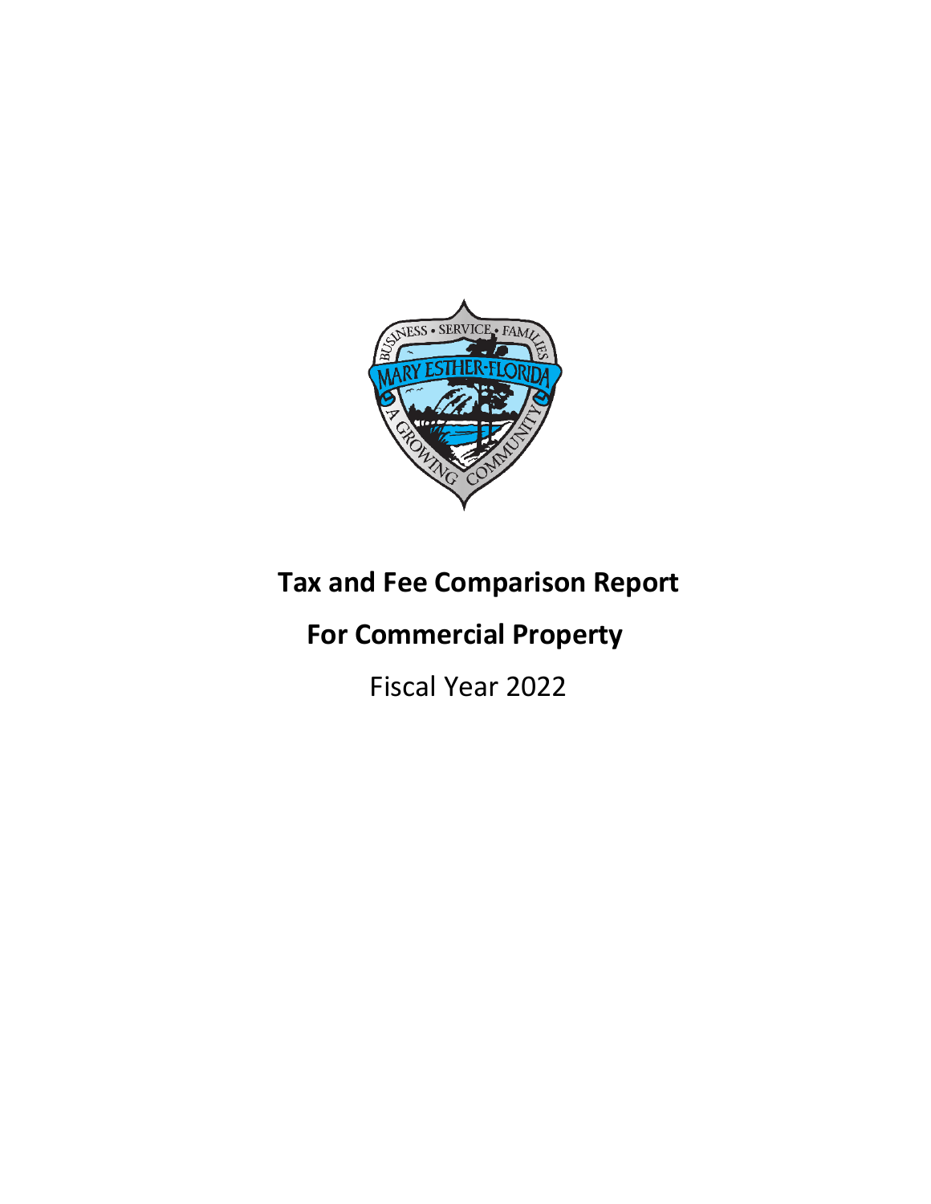# Tax and Fee Comparison Report

## For Commercial Property

Fiscal Year 2022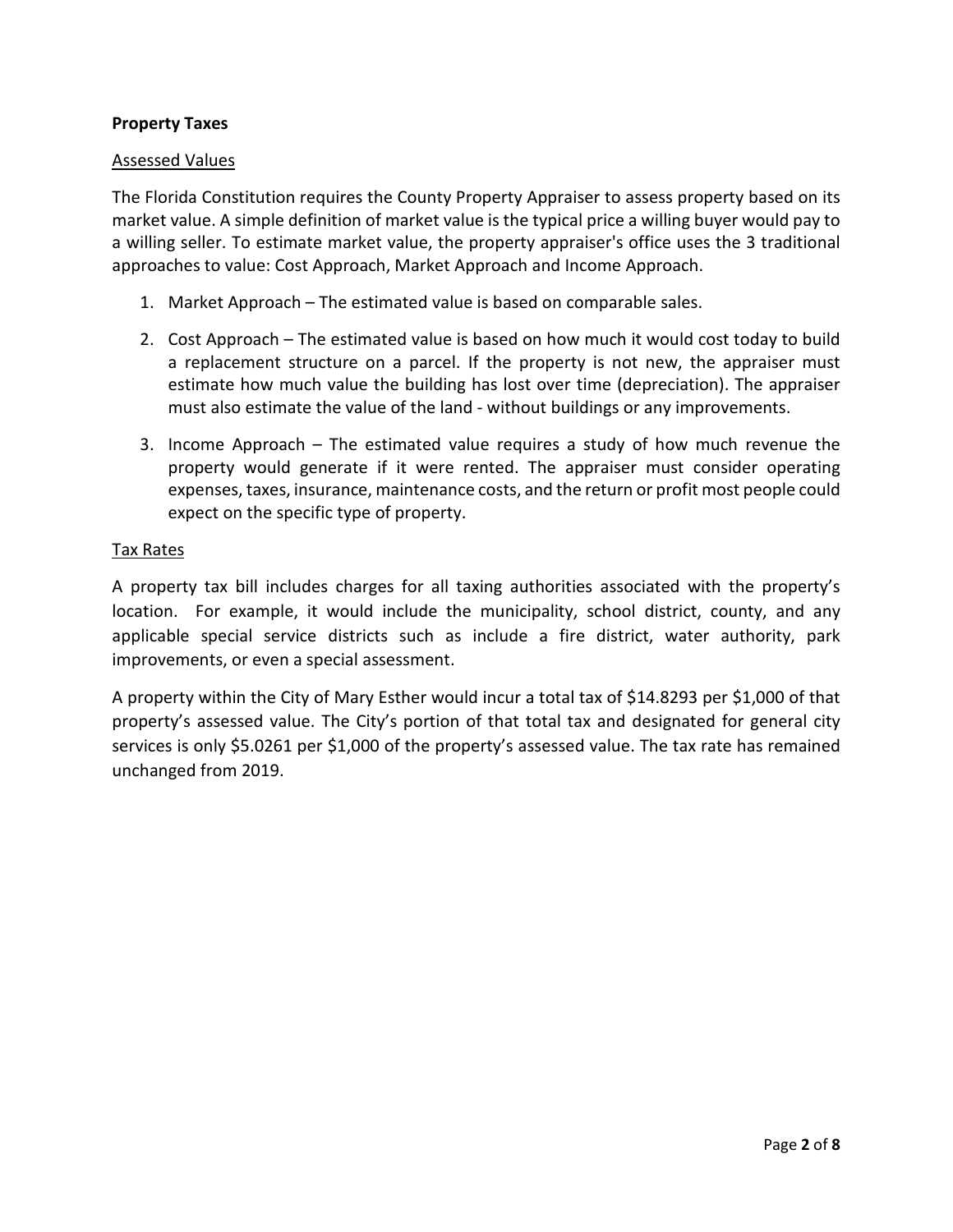## Property Taxes

### Assessed Values

The Florida Constitution requires the County Property Appraiser to assess property based on its market value. A simple definition of market value is the typical price a willing buyer would pay to a willing seller. To estimate market value, the property appraiser's office uses the 3 traditional approaches to value: Cost Approach, Market Approach and Income Approach.

1. Market Approach – The estimated value is based on comparable sales.
2. Cost Approach – The estimated value is based on how much it would cost today to build a replacement structure on a parcel. If the property is not new, the appraiser must estimate how much value the building has lost over time (depreciation). The appraiser must also estimate the value of the land - without buildings or any improvements.
3. Income Approach – The estimated value requires a study of how much revenue the property would generate if it were rented. The appraiser must consider operating expenses, taxes, insurance, maintenance costs, and the return or profit most people could expect on the specific type of property.

### Tax Rates

A property tax bill includes charges for all taxing authorities associated with the property's location. For example, it would include the municipality, school district, county, and any applicable special service districts such as include a fire district, water authority, park improvements, or even a special assessment.

A property within the City of Mary Esther would incur a total tax of $14.8293 per $1,000 of that property's assessed value. The City's portion of that total tax and designated for general city services is only $5.0261 per $1,000 of the property's assessed value. The tax rate has remained unchanged from 2019.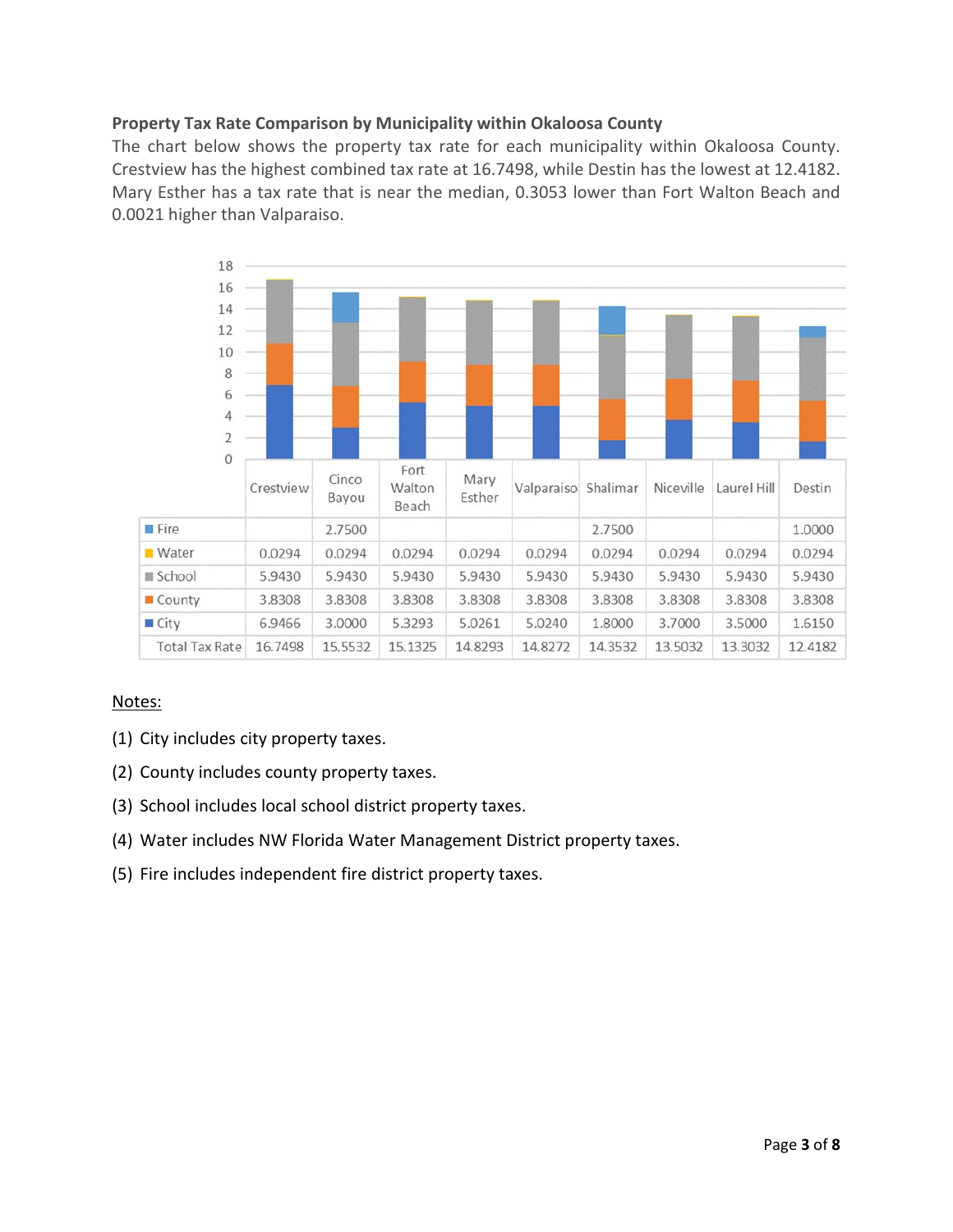**Property Tax Rate Comparison by Municipality within Okaloosa County**

The chart below shows the property tax rate for each municipality within Okaloosa County. Crestview has the highest combined tax rate at 16.7498, while Destin has the lowest at 12.4182. Mary Esther has a tax rate that is near the median, 0.3053 lower than Fort Walton Beach and 0.0021 higher than Valparaiso.

| | Crestview | Cinco Bayou | Fort Walton Beach | Mary Esther | Valparaiso | Shalimar | Niceville | Laurel Hill | Destin |
|---|---|---|---|---|---|---|---|---|---|
| Fire | | 2.7500 | | | | 2.7500 | | | 1.0000 |
| Water | 0.0294 | 0.0294 | 0.0294 | 0.0294 | 0.0294 | 0.0294 | 0.0294 | 0.0294 | 0.0294 |
| School | 5.9430 | 5.9430 | 5.9430 | 5.9430 | 5.9430 | 5.9430 | 5.9430 | 5.9430 | 5.9430 |
| County | 3.8308 | 3.8308 | 3.8308 | 3.8308 | 3.8308 | 3.8308 | 3.8308 | 3.8308 | 3.8308 |
| City | 6.9466 | 3.0000 | 5.3293 | 5.0261 | 5.0240 | 1.8000 | 3.7000 | 3.5000 | 1.6150 |
| Total Tax Rate | 16.7498 | 15.5532 | 15.1325 | 14.8293 | 14.8272 | 14.3532 | 13.5032 | 13.3032 | 12.4182 |

Notes:

(1) City includes city property taxes.

(2) County includes county property taxes.

(3) School includes local school district property taxes.

(4) Water includes NW Florida Water Management District property taxes.

(5) Fire includes independent fire district property taxes.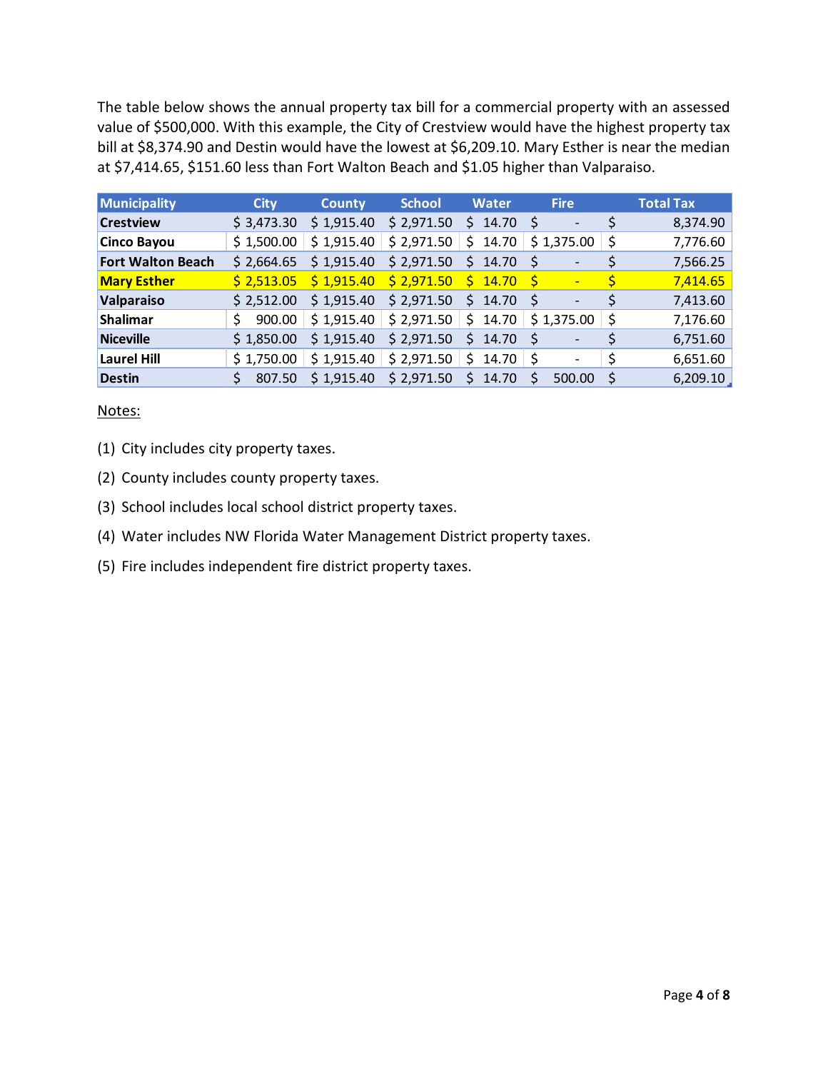The table below shows the annual property tax bill for a commercial property with an assessed value of $500,000. With this example, the City of Crestview would have the highest property tax bill at $8,374.90 and Destin would have the lowest at $6,209.10. Mary Esther is near the median at $7,414.65, $151.60 less than Fort Walton Beach and $1.05 higher than Valparaiso.

| Municipality | City | County | School | Water | Fire | Total Tax |
|---|---|---|---|---|---|---|
| **Crestview** | $ 3,473.30 | $ 1,915.40 | $ 2,971.50 | $ 14.70 | $ - | $ 8,374.90 |
| **Cinco Bayou** | $ 1,500.00 | $ 1,915.40 | $ 2,971.50 | $ 14.70 | $ 1,375.00 | $ 7,776.60 |
| **Fort Walton Beach** | $ 2,664.65 | $ 1,915.40 | $ 2,971.50 | $ 14.70 | $ - | $ 7,566.25 |
| **Mary Esther** | $ 2,513.05 | $ 1,915.40 | $ 2,971.50 | $ 14.70 | $ - | $ 7,414.65 |
| **Valparaiso** | $ 2,512.00 | $ 1,915.40 | $ 2,971.50 | $ 14.70 | $ - | $ 7,413.60 |
| **Shalimar** | $ 900.00 | $ 1,915.40 | $ 2,971.50 | $ 14.70 | $ 1,375.00 | $ 7,176.60 |
| **Niceville** | $ 1,850.00 | $ 1,915.40 | $ 2,971.50 | $ 14.70 | $ - | $ 6,751.60 |
| **Laurel Hill** | $ 1,750.00 | $ 1,915.40 | $ 2,971.50 | $ 14.70 | $ - | $ 6,651.60 |
| **Destin** | $ 807.50 | $ 1,915.40 | $ 2,971.50 | $ 14.70 | $ 500.00 | $ 6,209.10 |

Notes:

(1) City includes city property taxes.

(2) County includes county property taxes.

(3) School includes local school district property taxes.

(4) Water includes NW Florida Water Management District property taxes.

(5) Fire includes independent fire district property taxes.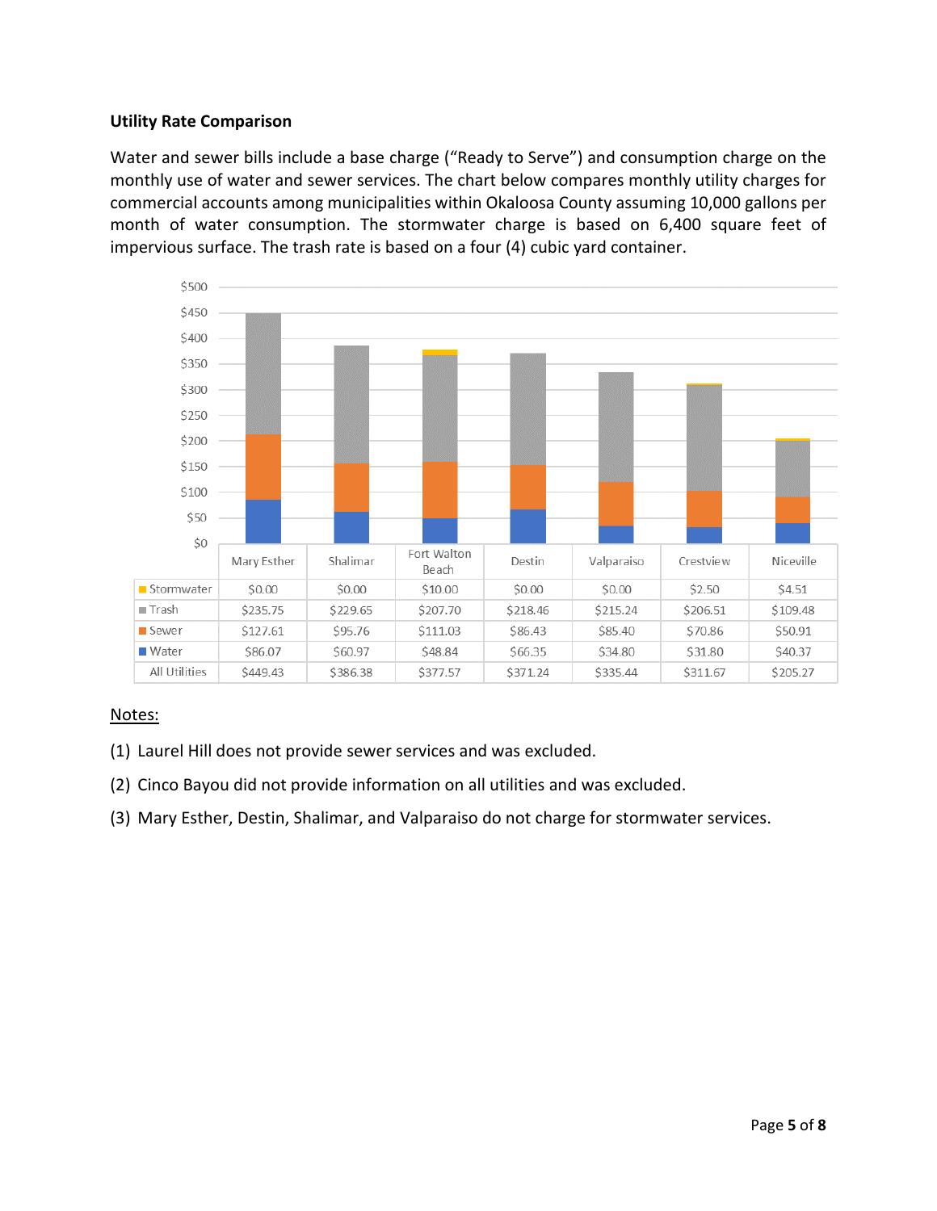**Utility Rate Comparison**

Water and sewer bills include a base charge ("Ready to Serve") and consumption charge on the monthly use of water and sewer services. The chart below compares monthly utility charges for commercial accounts among municipalities within Okaloosa County assuming 10,000 gallons per month of water consumption. The stormwater charge is based on 6,400 square feet of impervious surface. The trash rate is based on a four (4) cubic yard container.

| | Mary Esther | Shalimar | Fort Walton Beach | Destin | Valparaiso | Crestview | Niceville |
|---|---|---|---|---|---|---|---|
| Stormwater | $0.00 | $0.00 | $10.00 | $0.00 | $0.00 | $2.50 | $4.51 |
| Trash | $235.75 | $229.65 | $207.70 | $218.46 | $215.24 | $206.51 | $109.48 |
| Sewer | $127.61 | $95.76 | $111.03 | $86.43 | $85.40 | $70.86 | $50.91 |
| Water | $86.07 | $60.97 | $48.84 | $66.35 | $34.80 | $31.80 | $40.37 |
| All Utilities | $449.43 | $386.38 | $377.57 | $371.24 | $335.44 | $311.67 | $205.27 |

Notes:

(1) Laurel Hill does not provide sewer services and was excluded.

(2) Cinco Bayou did not provide information on all utilities and was excluded.

(3) Mary Esther, Destin, Shalimar, and Valparaiso do not charge for stormwater services.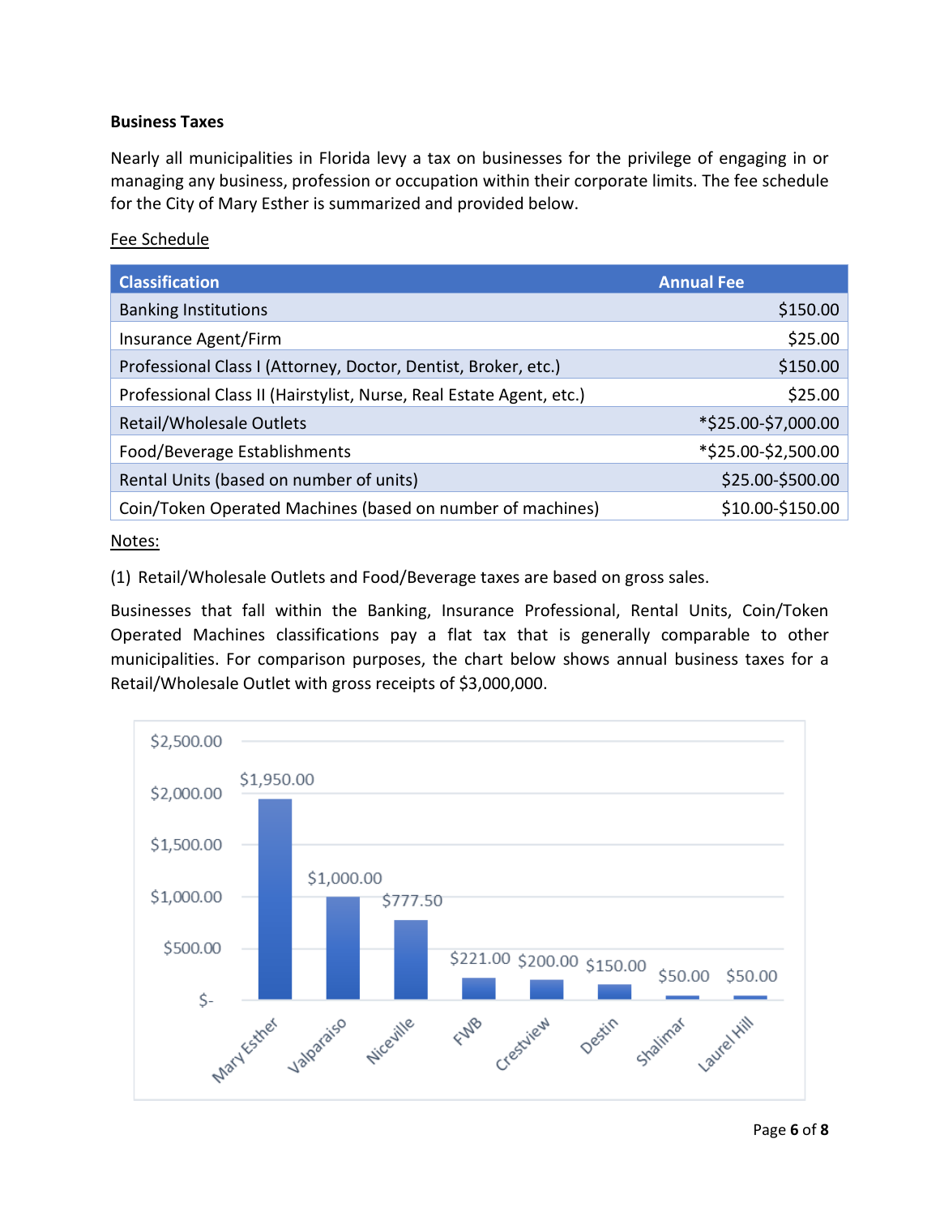**Business Taxes**

Nearly all municipalities in Florida levy a tax on businesses for the privilege of engaging in or managing any business, profession or occupation within their corporate limits. The fee schedule for the City of Mary Esther is summarized and provided below.

Fee Schedule

| Classification | Annual Fee |
| --- | ---: |
| Banking Institutions | $150.00 |
| Insurance Agent/Firm | $25.00 |
| Professional Class I (Attorney, Doctor, Dentist, Broker, etc.) | $150.00 |
| Professional Class II (Hairstylist, Nurse, Real Estate Agent, etc.) | $25.00 |
| Retail/Wholesale Outlets | *$25.00-$7,000.00 |
| Food/Beverage Establishments | *$25.00-$2,500.00 |
| Rental Units (based on number of units) | $25.00-$500.00 |
| Coin/Token Operated Machines (based on number of machines) | $10.00-$150.00 |

Notes:

(1) Retail/Wholesale Outlets and Food/Beverage taxes are based on gross sales.

Businesses that fall within the Banking, Insurance Professional, Rental Units, Coin/Token Operated Machines classifications pay a flat tax that is generally comparable to other municipalities. For comparison purposes, the chart below shows annual business taxes for a Retail/Wholesale Outlet with gross receipts of $3,000,000.

| Municipality | Annual Business Tax |
| --- | ---: |
| Mary Esther | $1,950.00 |
| Valparaiso | $1,000.00 |
| Niceville | $777.50 |
| FWB | $221.00 |
| Crestview | $200.00 |
| Destin | $150.00 |
| Shalimar | $50.00 |
| Laurel Hill | $50.00 |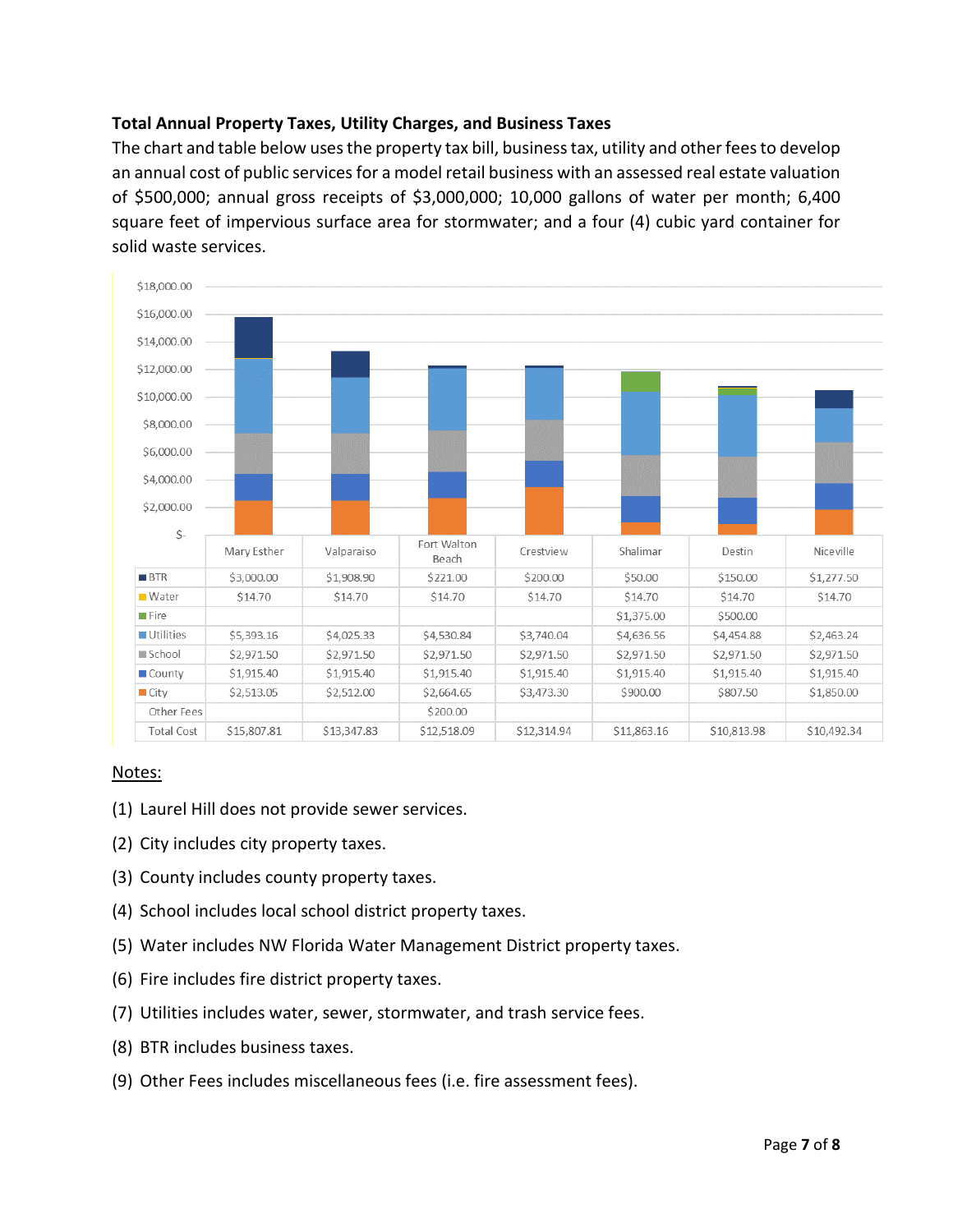**Total Annual Property Taxes, Utility Charges, and Business Taxes**

The chart and table below uses the property tax bill, business tax, utility and other fees to develop an annual cost of public services for a model retail business with an assessed real estate valuation of $500,000; annual gross receipts of $3,000,000; 10,000 gallons of water per month; 6,400 square feet of impervious surface area for stormwater; and a four (4) cubic yard container for solid waste services.

| | Mary Esther | Valparaiso | Fort Walton Beach | Crestview | Shalimar | Destin | Niceville |
|---|---|---|---|---|---|---|---|
| BTR | $3,000.00 | $1,908.90 | $221.00 | $200.00 | $50.00 | $150.00 | $1,277.50 |
| Water | $14.70 | $14.70 | $14.70 | $14.70 | $14.70 | $14.70 | $14.70 |
| Fire | | | | | $1,375.00 | $500.00 | |
| Utilities | $5,393.16 | $4,025.33 | $4,530.84 | $3,740.04 | $4,636.56 | $4,454.88 | $2,463.24 |
| School | $2,971.50 | $2,971.50 | $2,971.50 | $2,971.50 | $2,971.50 | $2,971.50 | $2,971.50 |
| County | $1,915.40 | $1,915.40 | $1,915.40 | $1,915.40 | $1,915.40 | $1,915.40 | $1,915.40 |
| City | $2,513.05 | $2,512.00 | $2,664.65 | $3,473.30 | $900.00 | $807.50 | $1,850.00 |
| Other Fees | | | $200.00 | | | | |
| Total Cost | $15,807.81 | $13,347.83 | $12,518.09 | $12,314.94 | $11,863.16 | $10,813.98 | $10,492.34 |

Notes:

(1) Laurel Hill does not provide sewer services.

(2) City includes city property taxes.

(3) County includes county property taxes.

(4) School includes local school district property taxes.

(5) Water includes NW Florida Water Management District property taxes.

(6) Fire includes fire district property taxes.

(7) Utilities includes water, sewer, stormwater, and trash service fees.

(8) BTR includes business taxes.

(9) Other Fees includes miscellaneous fees (i.e. fire assessment fees).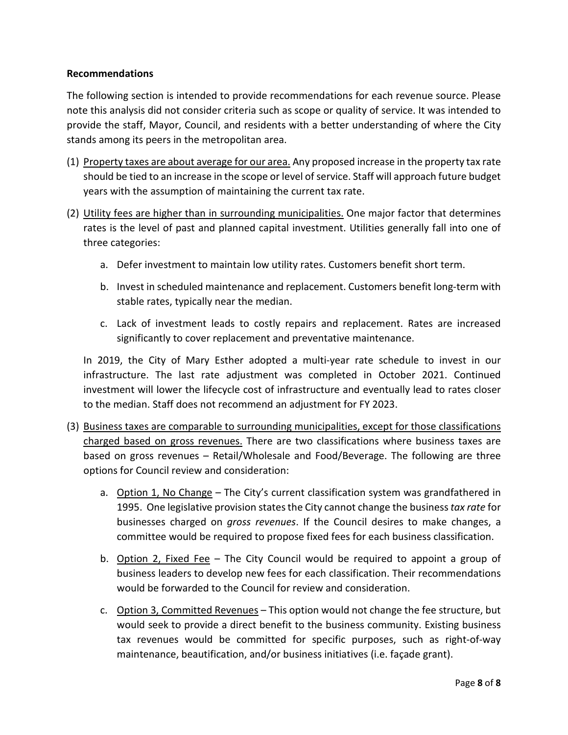**Recommendations**

The following section is intended to provide recommendations for each revenue source. Please note this analysis did not consider criteria such as scope or quality of service. It was intended to provide the staff, Mayor, Council, and residents with a better understanding of where the City stands among its peers in the metropolitan area.

(1) <u>Property taxes are about average for our area.</u> Any proposed increase in the property tax rate should be tied to an increase in the scope or level of service. Staff will approach future budget years with the assumption of maintaining the current tax rate.

(2) <u>Utility fees are higher than in surrounding municipalities.</u> One major factor that determines rates is the level of past and planned capital investment. Utilities generally fall into one of three categories:

   a. Defer investment to maintain low utility rates. Customers benefit short term.

   b. Invest in scheduled maintenance and replacement. Customers benefit long-term with stable rates, typically near the median.

   c. Lack of investment leads to costly repairs and replacement. Rates are increased significantly to cover replacement and preventative maintenance.

   In 2019, the City of Mary Esther adopted a multi-year rate schedule to invest in our infrastructure. The last rate adjustment was completed in October 2021. Continued investment will lower the lifecycle cost of infrastructure and eventually lead to rates closer to the median. Staff does not recommend an adjustment for FY 2023.

(3) <u>Business taxes are comparable to surrounding municipalities, except for those classifications charged based on gross revenues.</u> There are two classifications where business taxes are based on gross revenues – Retail/Wholesale and Food/Beverage. The following are three options for Council review and consideration:

   a. <u>Option 1, No Change</u> – The City's current classification system was grandfathered in 1995. One legislative provision states the City cannot change the business *tax rate* for businesses charged on *gross revenues*. If the Council desires to make changes, a committee would be required to propose fixed fees for each business classification.

   b. <u>Option 2, Fixed Fee</u> – The City Council would be required to appoint a group of business leaders to develop new fees for each classification. Their recommendations would be forwarded to the Council for review and consideration.

   c. <u>Option 3, Committed Revenues</u> – This option would not change the fee structure, but would seek to provide a direct benefit to the business community. Existing business tax revenues would be committed for specific purposes, such as right-of-way maintenance, beautification, and/or business initiatives (i.e. façade grant).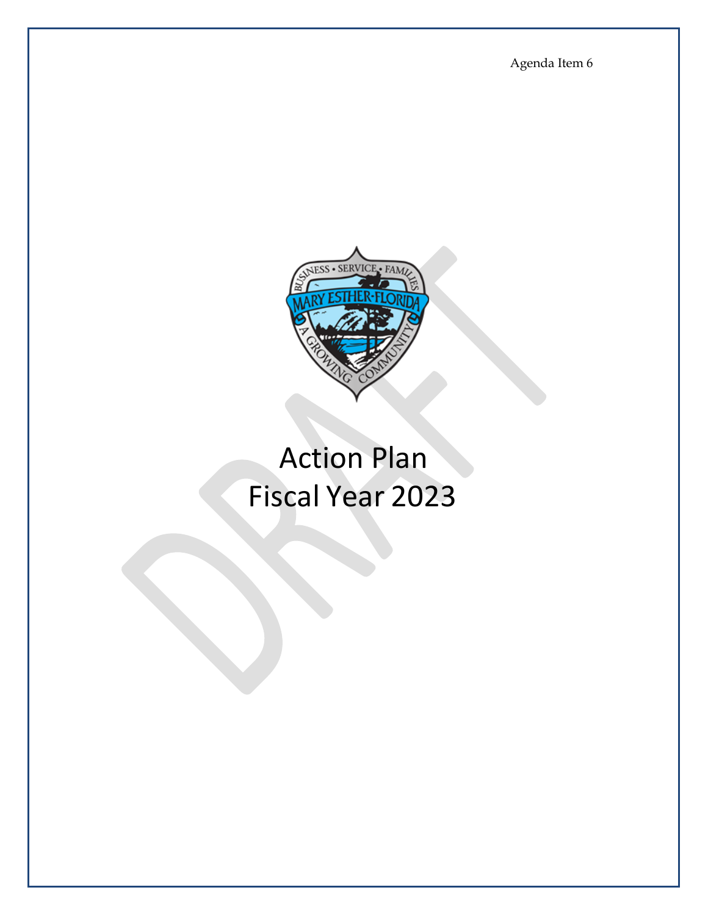Agenda Item 6

# Action Plan
# Fiscal Year 2023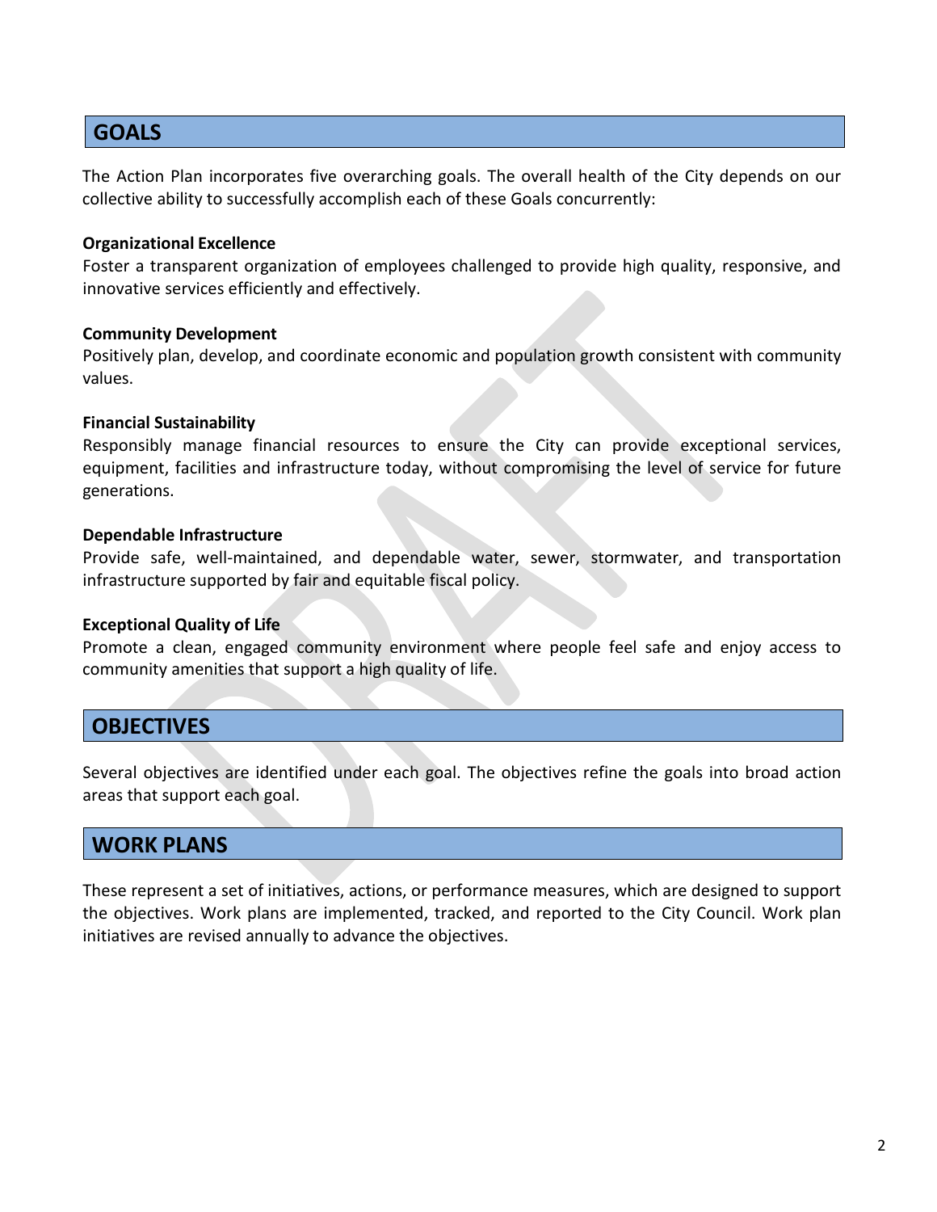## GOALS

The Action Plan incorporates five overarching goals. The overall health of the City depends on our collective ability to successfully accomplish each of these Goals concurrently:

**Organizational Excellence**
Foster a transparent organization of employees challenged to provide high quality, responsive, and innovative services efficiently and effectively.

**Community Development**
Positively plan, develop, and coordinate economic and population growth consistent with community values.

**Financial Sustainability**
Responsibly manage financial resources to ensure the City can provide exceptional services, equipment, facilities and infrastructure today, without compromising the level of service for future generations.

**Dependable Infrastructure**
Provide safe, well-maintained, and dependable water, sewer, stormwater, and transportation infrastructure supported by fair and equitable fiscal policy.

**Exceptional Quality of Life**
Promote a clean, engaged community environment where people feel safe and enjoy access to community amenities that support a high quality of life.

## OBJECTIVES

Several objectives are identified under each goal. The objectives refine the goals into broad action areas that support each goal.

## WORK PLANS

These represent a set of initiatives, actions, or performance measures, which are designed to support the objectives. Work plans are implemented, tracked, and reported to the City Council. Work plan initiatives are revised annually to advance the objectives.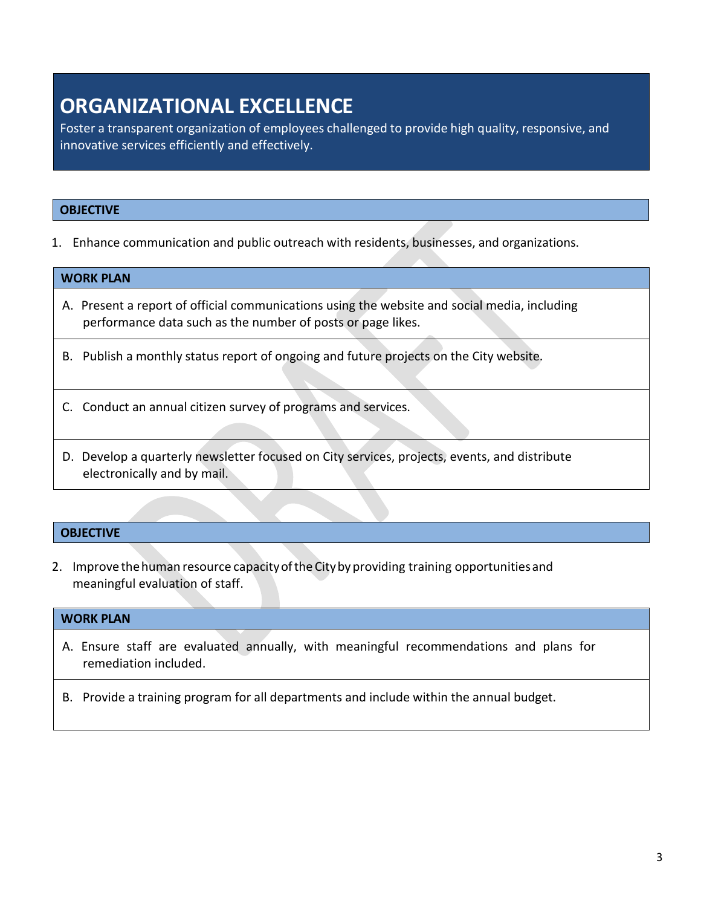# ORGANIZATIONAL EXCELLENCE

Foster a transparent organization of employees challenged to provide high quality, responsive, and innovative services efficiently and effectively.

| OBJECTIVE |
|---|

1. Enhance communication and public outreach with residents, businesses, and organizations.

| WORK PLAN |
|---|
| A. Present a report of official communications using the website and social media, including performance data such as the number of posts or page likes. |
| B. Publish a monthly status report of ongoing and future projects on the City website. |
| C. Conduct an annual citizen survey of programs and services. |
| D. Develop a quarterly newsletter focused on City services, projects, events, and distribute electronically and by mail. |

| OBJECTIVE |
|---|

2. Improve the human resource capacity of the City by providing training opportunities and meaningful evaluation of staff.

| WORK PLAN |
|---|
| A. Ensure staff are evaluated annually, with meaningful recommendations and plans for remediation included. |
| B. Provide a training program for all departments and include within the annual budget. |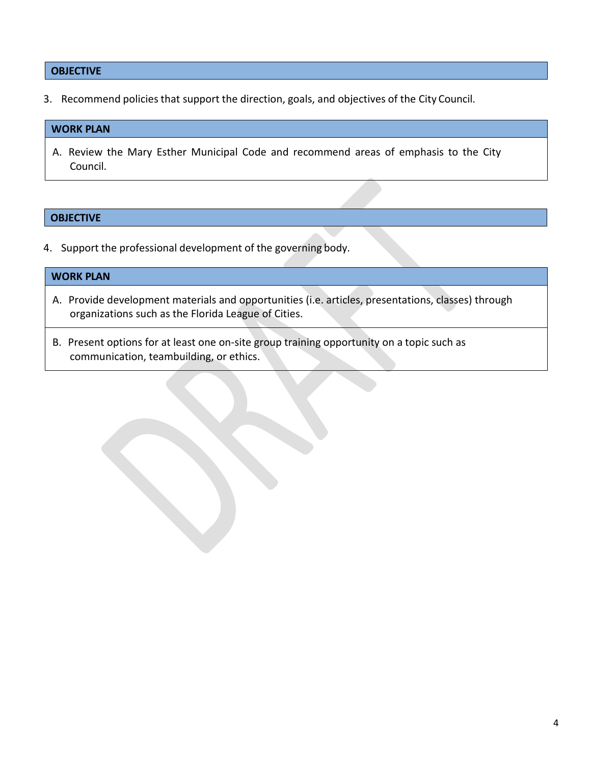| OBJECTIVE |
| --- |

3. Recommend policies that support the direction, goals, and objectives of the City Council.

| WORK PLAN |
| --- |
| A. Review the Mary Esther Municipal Code and recommend areas of emphasis to the City Council. |

| OBJECTIVE |
| --- |

4. Support the professional development of the governing body.

| WORK PLAN |
| --- |
| A. Provide development materials and opportunities (i.e. articles, presentations, classes) through organizations such as the Florida League of Cities. |
| B. Present options for at least one on-site group training opportunity on a topic such as communication, teambuilding, or ethics. |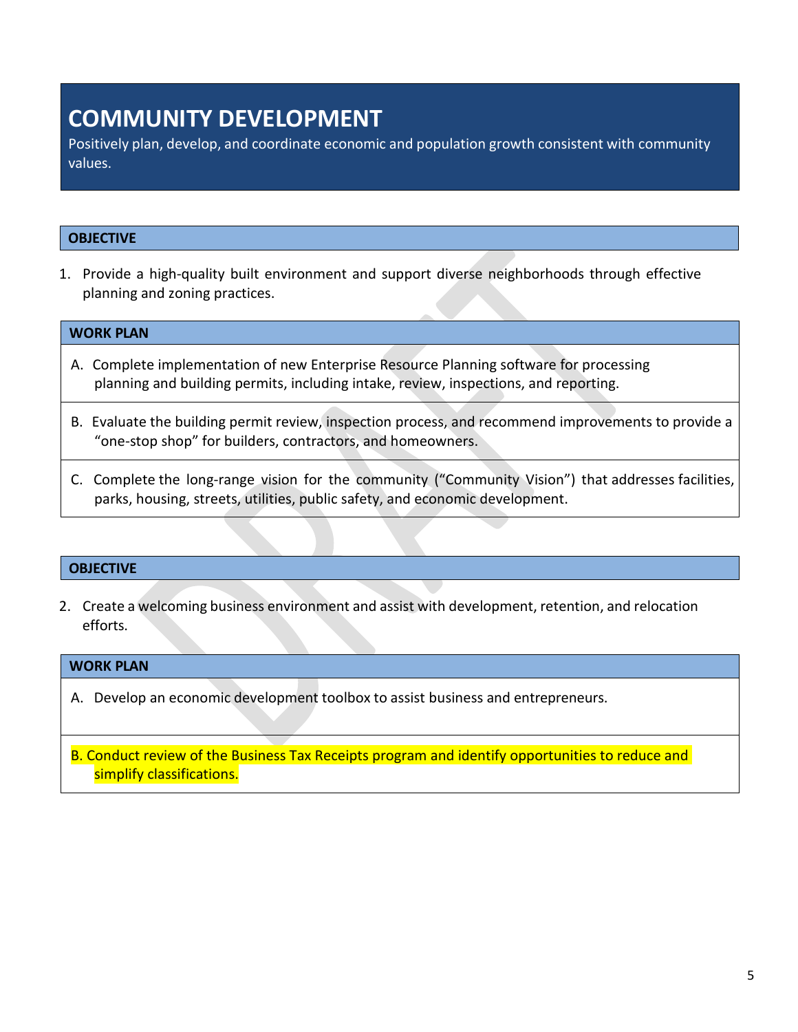# COMMUNITY DEVELOPMENT

Positively plan, develop, and coordinate economic and population growth consistent with community values.

### OBJECTIVE

1. Provide a high-quality built environment and support diverse neighborhoods through effective planning and zoning practices.

### WORK PLAN

A. Complete implementation of new Enterprise Resource Planning software for processing planning and building permits, including intake, review, inspections, and reporting.

B. Evaluate the building permit review, inspection process, and recommend improvements to provide a "one-stop shop" for builders, contractors, and homeowners.

C. Complete the long-range vision for the community ("Community Vision") that addresses facilities, parks, housing, streets, utilities, public safety, and economic development.

### OBJECTIVE

2. Create a welcoming business environment and assist with development, retention, and relocation efforts.

### WORK PLAN

A. Develop an economic development toolbox to assist business and entrepreneurs.

B. Conduct review of the Business Tax Receipts program and identify opportunities to reduce and simplify classifications.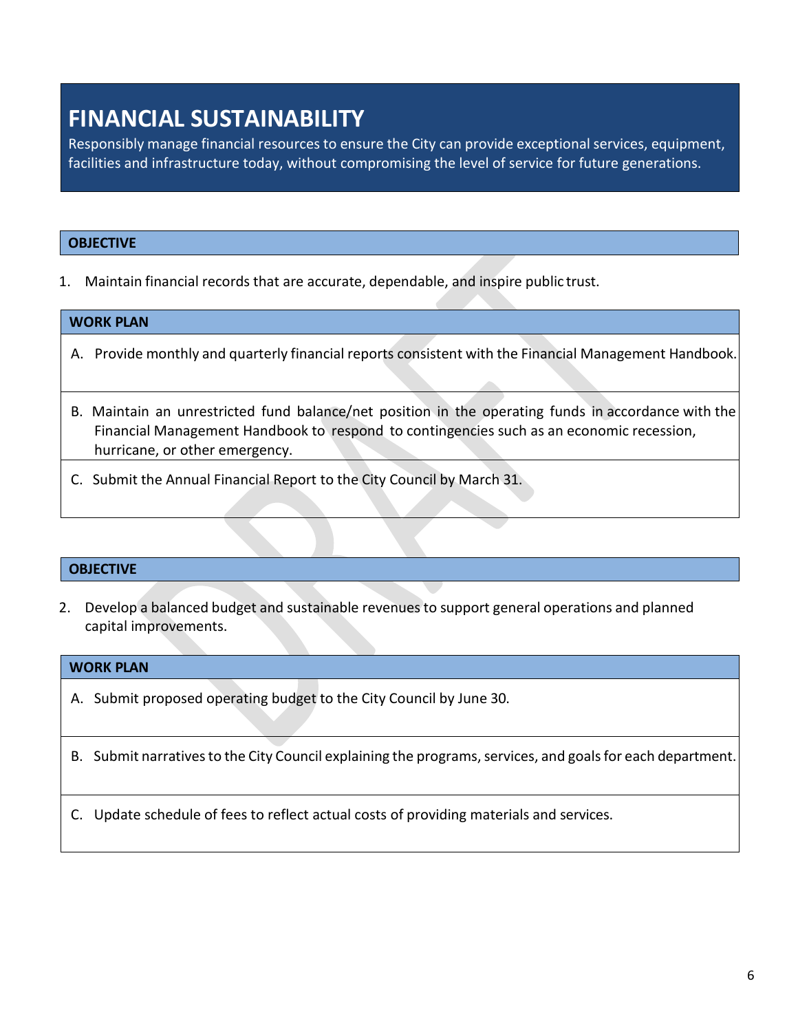# FINANCIAL SUSTAINABILITY

Responsibly manage financial resources to ensure the City can provide exceptional services, equipment, facilities and infrastructure today, without compromising the level of service for future generations.

### OBJECTIVE

1. Maintain financial records that are accurate, dependable, and inspire public trust.

| WORK PLAN |
|---|
| A. Provide monthly and quarterly financial reports consistent with the Financial Management Handbook. |
| B. Maintain an unrestricted fund balance/net position in the operating funds in accordance with the Financial Management Handbook to respond to contingencies such as an economic recession, hurricane, or other emergency. |
| C. Submit the Annual Financial Report to the City Council by March 31. |

### OBJECTIVE

2. Develop a balanced budget and sustainable revenues to support general operations and planned capital improvements.

| WORK PLAN |
|---|
| A. Submit proposed operating budget to the City Council by June 30. |
| B. Submit narratives to the City Council explaining the programs, services, and goals for each department. |
| C. Update schedule of fees to reflect actual costs of providing materials and services. |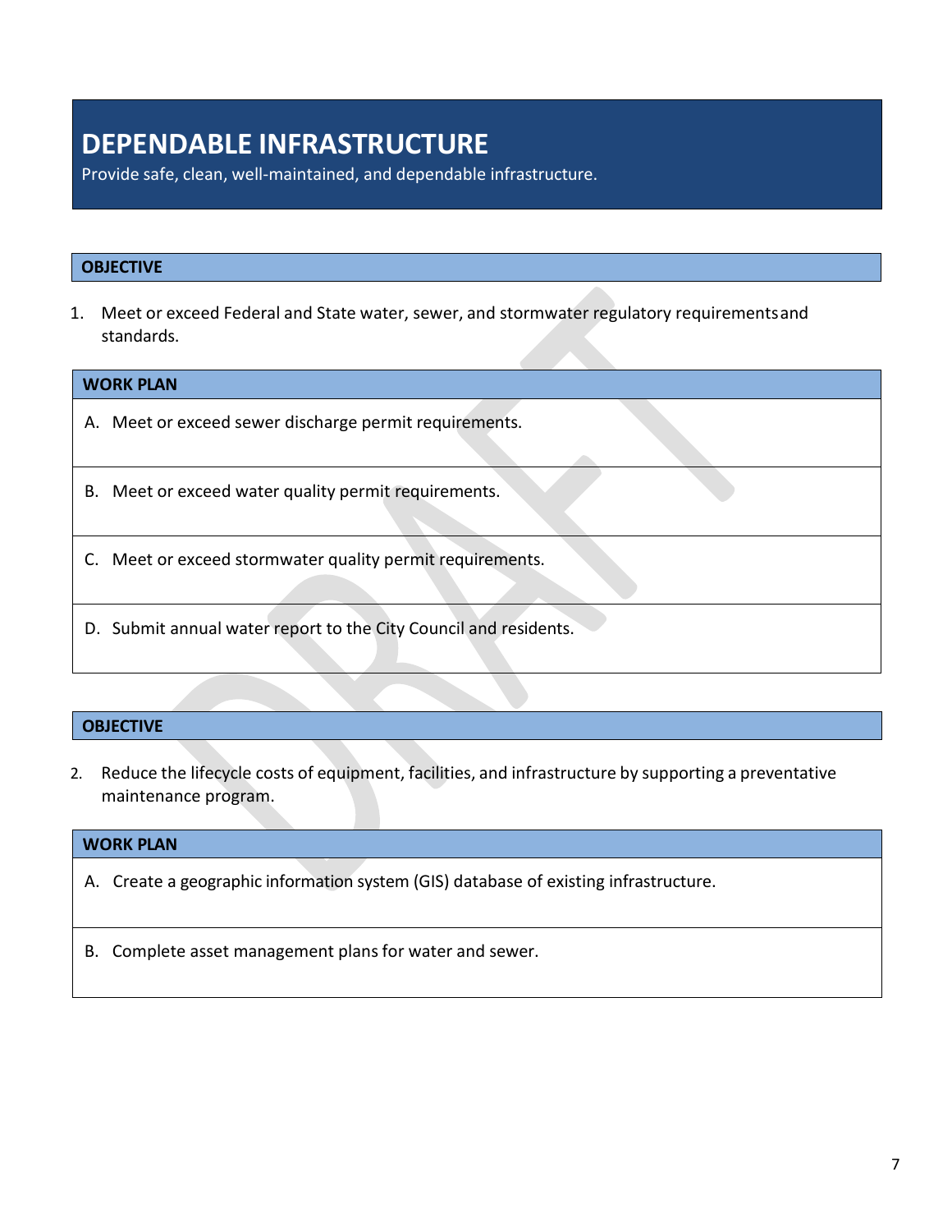# DEPENDABLE INFRASTRUCTURE

Provide safe, clean, well-maintained, and dependable infrastructure.

| OBJECTIVE |
|---|

1. Meet or exceed Federal and State water, sewer, and stormwater regulatory requirements and standards.

| WORK PLAN |
|---|
| A. Meet or exceed sewer discharge permit requirements. |
| B. Meet or exceed water quality permit requirements. |
| C. Meet or exceed stormwater quality permit requirements. |
| D. Submit annual water report to the City Council and residents. |

| OBJECTIVE |
|---|

2. Reduce the lifecycle costs of equipment, facilities, and infrastructure by supporting a preventative maintenance program.

| WORK PLAN |
|---|
| A. Create a geographic information system (GIS) database of existing infrastructure. |
| B. Complete asset management plans for water and sewer. |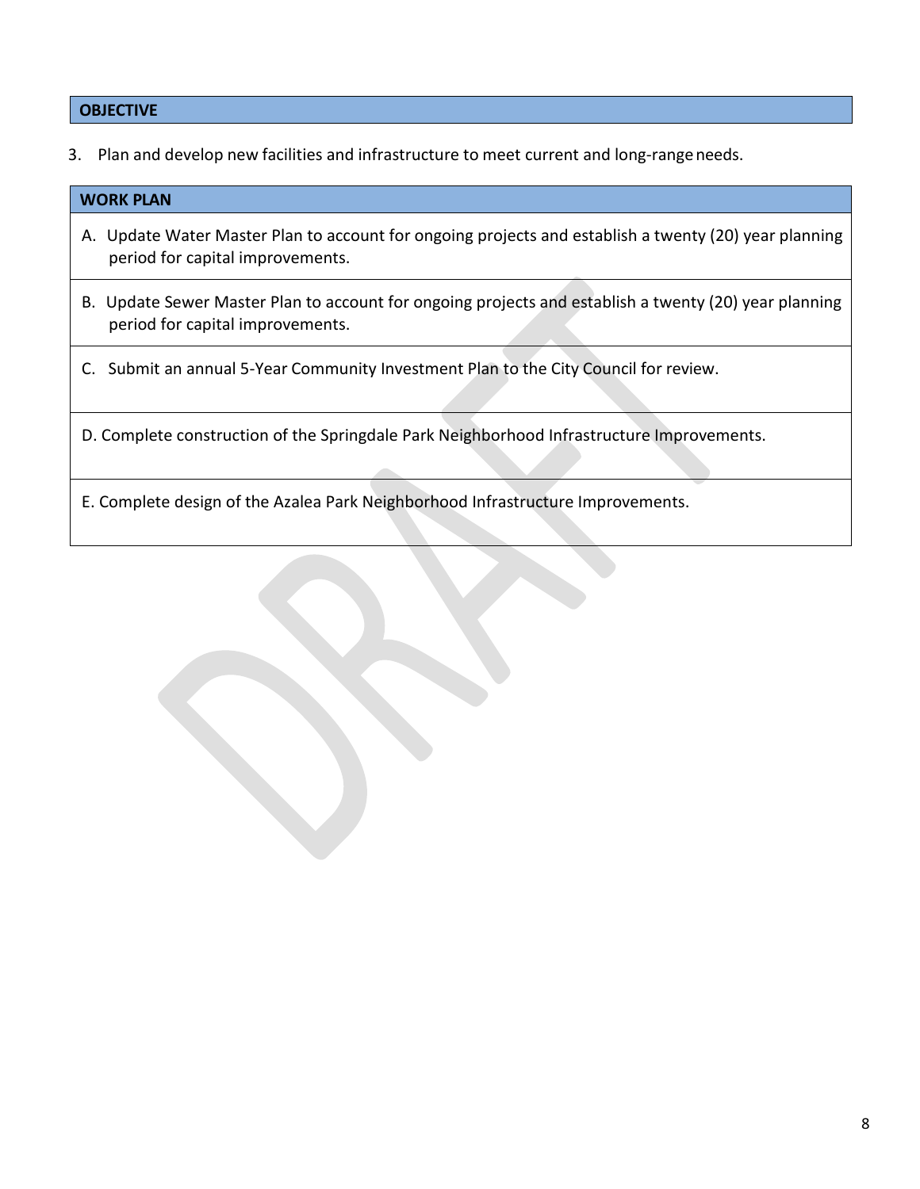| OBJECTIVE |
| --- |

3. Plan and develop new facilities and infrastructure to meet current and long-range needs.

| WORK PLAN |
| --- |
| A. Update Water Master Plan to account for ongoing projects and establish a twenty (20) year planning period for capital improvements. |
| B. Update Sewer Master Plan to account for ongoing projects and establish a twenty (20) year planning period for capital improvements. |
| C. Submit an annual 5-Year Community Investment Plan to the City Council for review. |
| D. Complete construction of the Springdale Park Neighborhood Infrastructure Improvements. |
| E. Complete design of the Azalea Park Neighborhood Infrastructure Improvements. |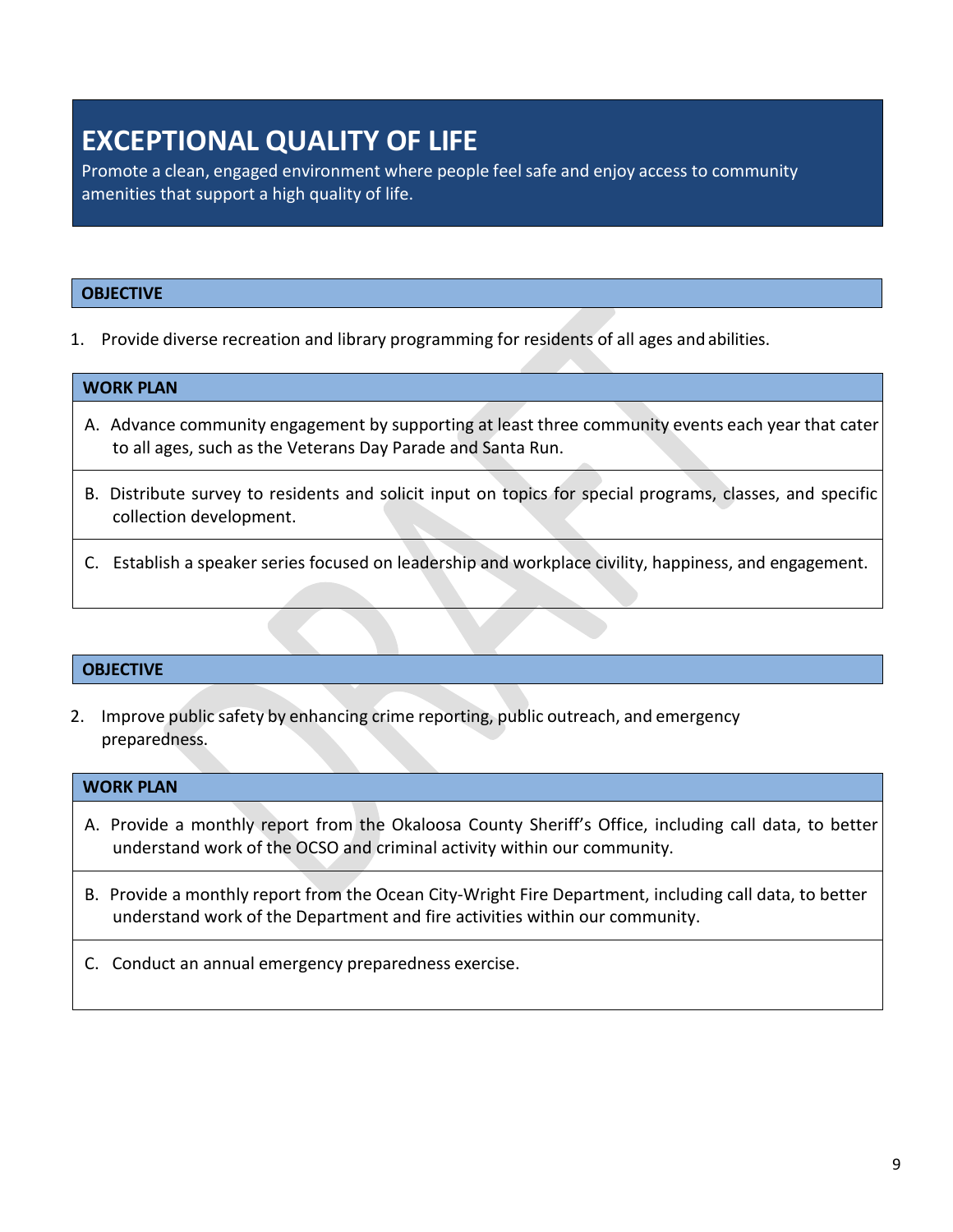# EXCEPTIONAL QUALITY OF LIFE

Promote a clean, engaged environment where people feel safe and enjoy access to community amenities that support a high quality of life.

**OBJECTIVE**

1. Provide diverse recreation and library programming for residents of all ages and abilities.

**WORK PLAN**

A. Advance community engagement by supporting at least three community events each year that cater to all ages, such as the Veterans Day Parade and Santa Run.

B. Distribute survey to residents and solicit input on topics for special programs, classes, and specific collection development.

C. Establish a speaker series focused on leadership and workplace civility, happiness, and engagement.

**OBJECTIVE**

2. Improve public safety by enhancing crime reporting, public outreach, and emergency preparedness.

**WORK PLAN**

A. Provide a monthly report from the Okaloosa County Sheriff's Office, including call data, to better understand work of the OCSO and criminal activity within our community.

B. Provide a monthly report from the Ocean City-Wright Fire Department, including call data, to better understand work of the Department and fire activities within our community.

C. Conduct an annual emergency preparedness exercise.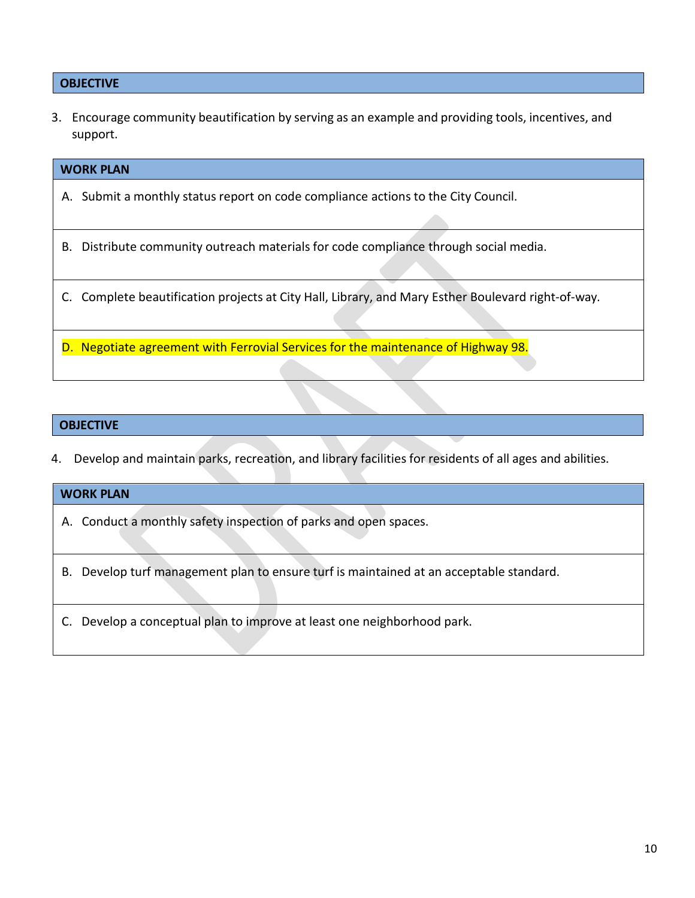| OBJECTIVE |
|---|

3. Encourage community beautification by serving as an example and providing tools, incentives, and support.

| WORK PLAN |
|---|
| A. Submit a monthly status report on code compliance actions to the City Council. |
| B. Distribute community outreach materials for code compliance through social media. |
| C. Complete beautification projects at City Hall, Library, and Mary Esther Boulevard right-of-way. |
| D. Negotiate agreement with Ferrovial Services for the maintenance of Highway 98. |

| OBJECTIVE |
|---|

4. Develop and maintain parks, recreation, and library facilities for residents of all ages and abilities.

| WORK PLAN |
|---|
| A. Conduct a monthly safety inspection of parks and open spaces. |
| B. Develop turf management plan to ensure turf is maintained at an acceptable standard. |
| C. Develop a conceptual plan to improve at least one neighborhood park. |